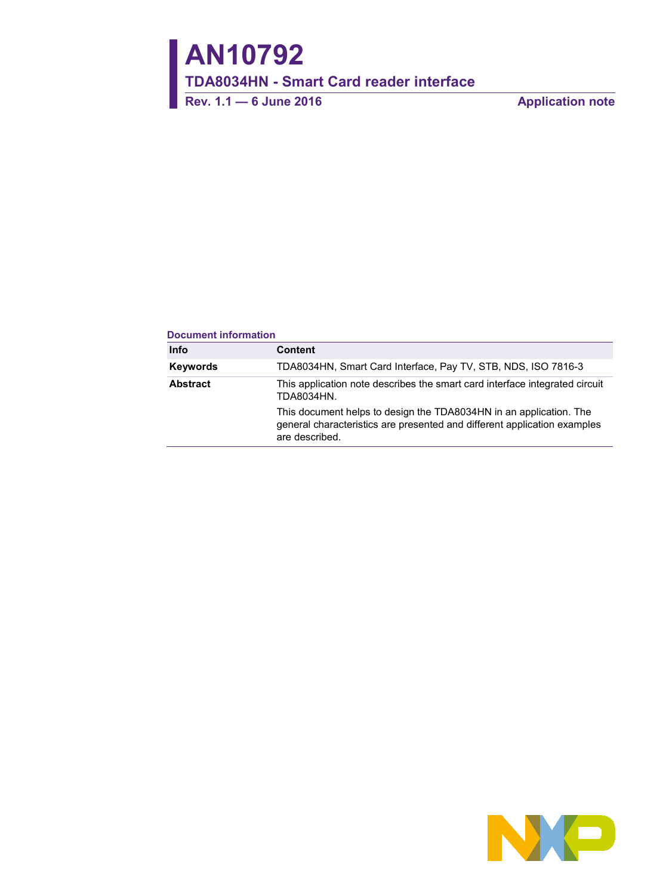# AN10792

## TDA8034HN - Smart Card reader interface

**Rev. 1.1 — 6 June 2016** **Application note**

**Document information**

| Info | Content |
|---|---|
| **Keywords** | TDA8034HN, Smart Card Interface, Pay TV, STB, NDS, ISO 7816-3 |
| **Abstract** | This application note describes the smart card interface integrated circuit TDA8034HN. This document helps to design the TDA8034HN in an application. The general characteristics are presented and different application examples are described. |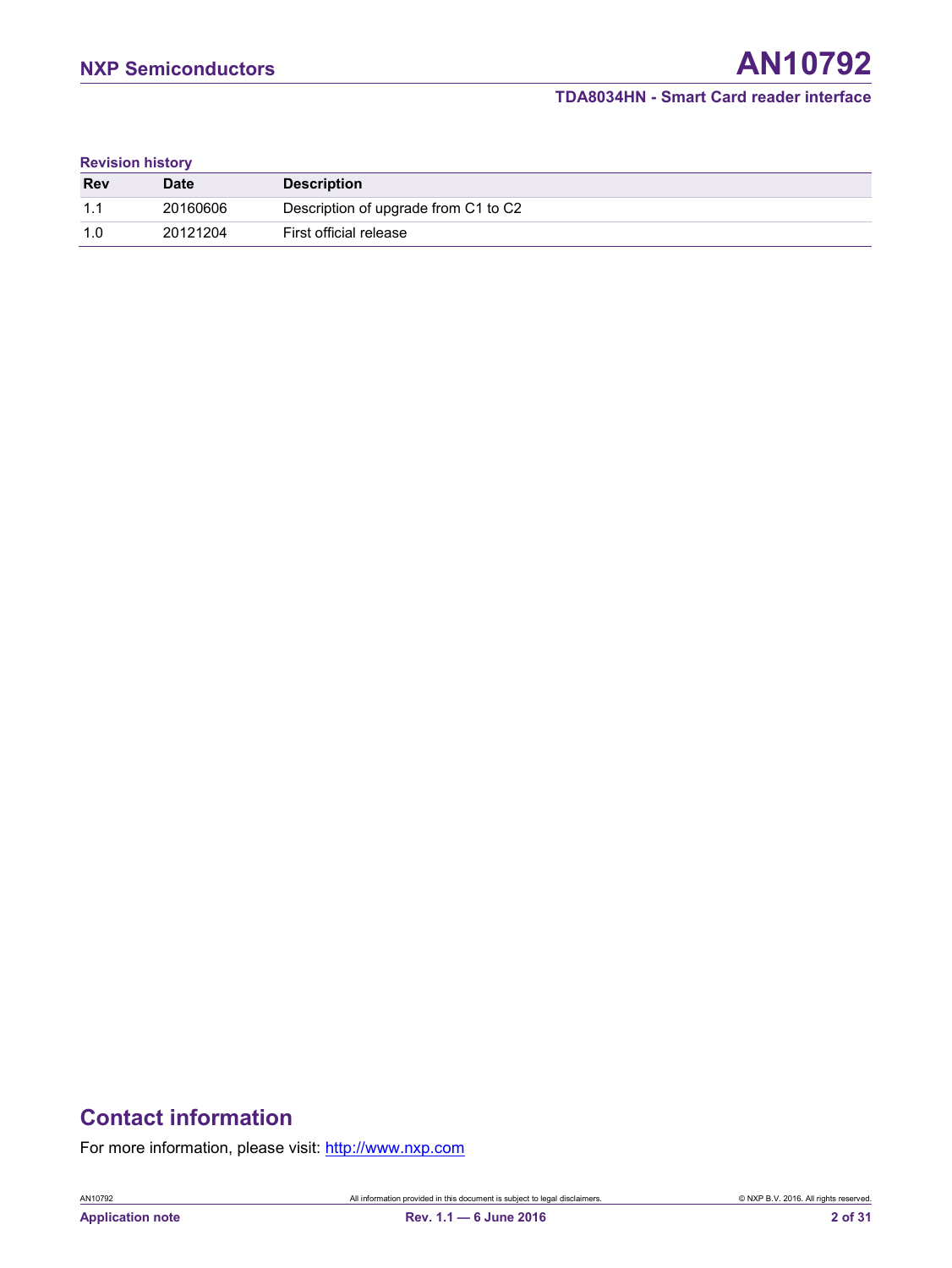**Revision history**

| Rev | Date | Description |
|---|---|---|
| 1.1 | 20160606 | Description of upgrade from C1 to C2 |
| 1.0 | 20121204 | First official release |

## Contact information

For more information, please visit: http://www.nxp.com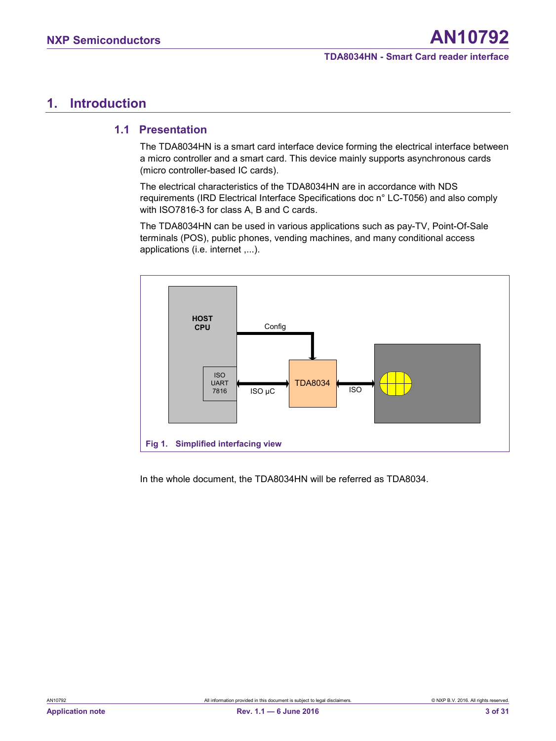# 1. Introduction

## 1.1 Presentation

The TDA8034HN is a smart card interface device forming the electrical interface between a micro controller and a smart card. This device mainly supports asynchronous cards (micro controller-based IC cards).

The electrical characteristics of the TDA8034HN are in accordance with NDS requirements (IRD Electrical Interface Specifications doc n° LC-T056) and also comply with ISO7816-3 for class A, B and C cards.

The TDA8034HN can be used in various applications such as pay-TV, Point-Of-Sale terminals (POS), public phones, vending machines, and many conditional access applications (i.e. internet ,...).

HOST CPU

ISO UART 7816

Config

ISO µC

TDA8034

ISO

**Fig 1. Simplified interfacing view**

In the whole document, the TDA8034HN will be referred as TDA8034.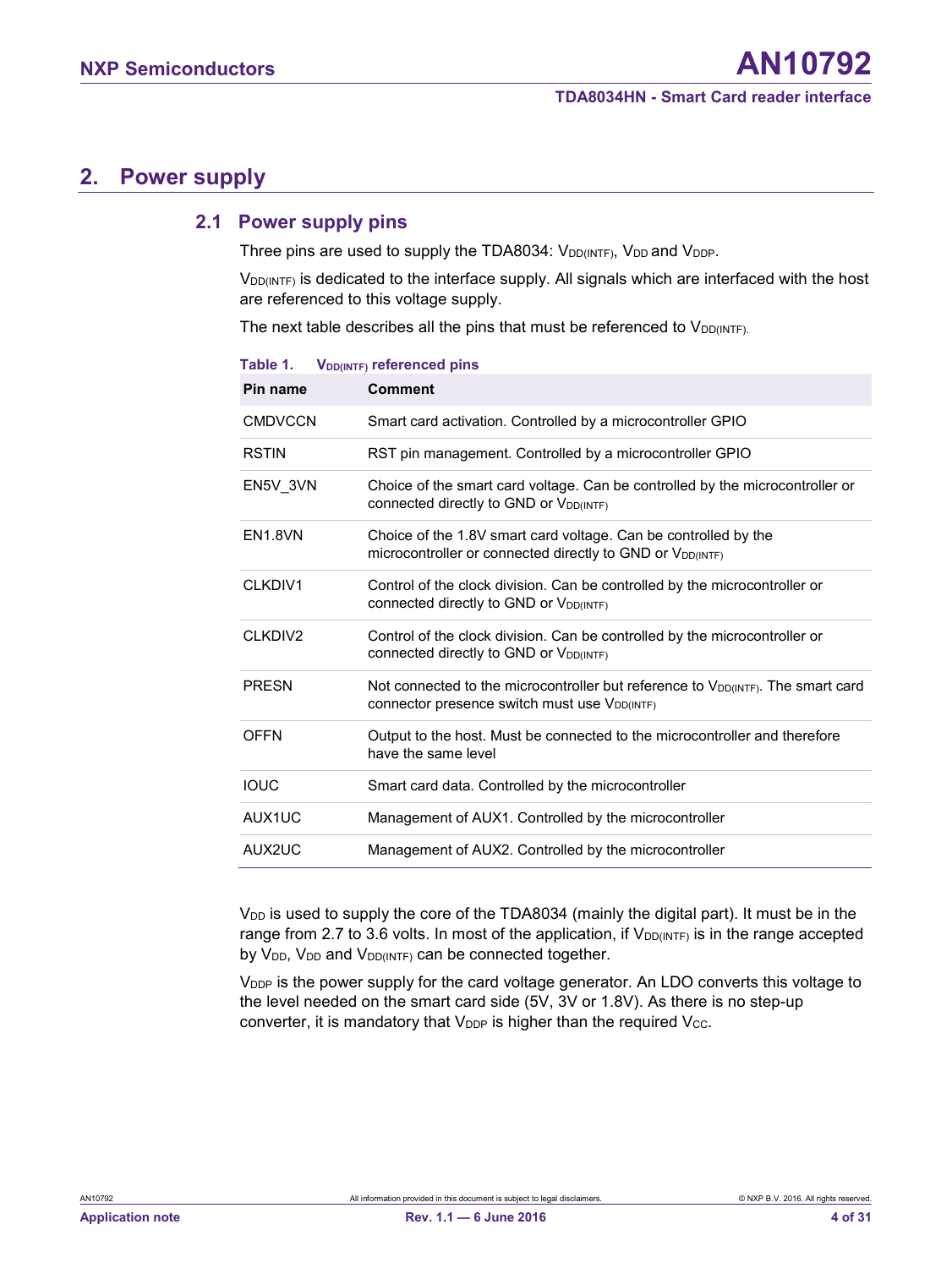## 2. Power supply

### 2.1 Power supply pins

Three pins are used to supply the TDA8034: $V_{DD(INTF)}$, $V_{DD}$ and $V_{DDP}$.

$V_{DD(INTF)}$ is dedicated to the interface supply. All signals which are interfaced with the host are referenced to this voltage supply.

The next table describes all the pins that must be referenced to $V_{DD(INTF)}$.

**Table 1. $V_{DD(INTF)}$ referenced pins**

| Pin name | Comment |
|---|---|
| CMDVCCN | Smart card activation. Controlled by a microcontroller GPIO |
| RSTIN | RST pin management. Controlled by a microcontroller GPIO |
| EN5V_3VN | Choice of the smart card voltage. Can be controlled by the microcontroller or connected directly to GND or $V_{DD(INTF)}$ |
| EN1.8VN | Choice of the 1.8V smart card voltage. Can be controlled by the microcontroller or connected directly to GND or $V_{DD(INTF)}$ |
| CLKDIV1 | Control of the clock division. Can be controlled by the microcontroller or connected directly to GND or $V_{DD(INTF)}$ |
| CLKDIV2 | Control of the clock division. Can be controlled by the microcontroller or connected directly to GND or $V_{DD(INTF)}$ |
| PRESN | Not connected to the microcontroller but reference to $V_{DD(INTF)}$. The smart card connector presence switch must use $V_{DD(INTF)}$ |
| OFFN | Output to the host. Must be connected to the microcontroller and therefore have the same level |
| IOUC | Smart card data. Controlled by the microcontroller |
| AUX1UC | Management of AUX1. Controlled by the microcontroller |
| AUX2UC | Management of AUX2. Controlled by the microcontroller |

$V_{DD}$ is used to supply the core of the TDA8034 (mainly the digital part). It must be in the range from 2.7 to 3.6 volts. In most of the application, if $V_{DD(INTF)}$ is in the range accepted by $V_{DD}$, $V_{DD}$ and $V_{DD(INTF)}$ can be connected together.

$V_{DDP}$ is the power supply for the card voltage generator. An LDO converts this voltage to the level needed on the smart card side (5V, 3V or 1.8V). As there is no step-up converter, it is mandatory that $V_{DDP}$ is higher than the required $V_{CC}$.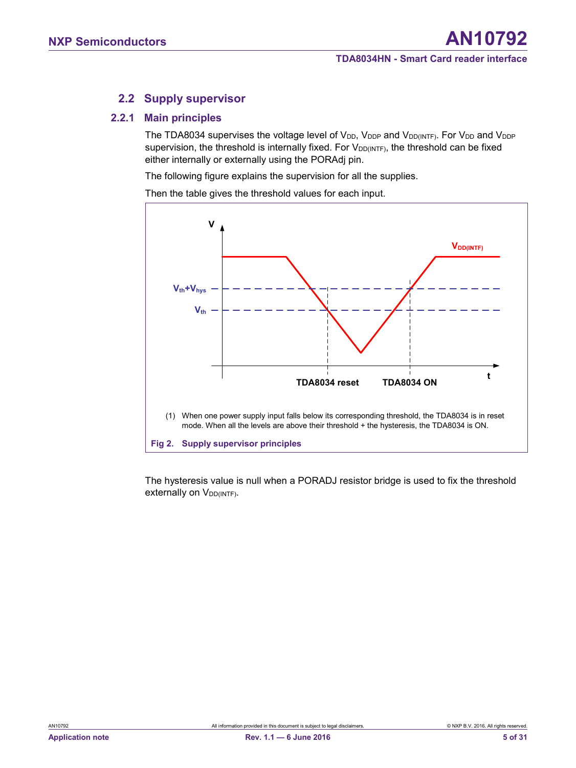## 2.2 Supply supervisor

### 2.2.1 Main principles

The TDA8034 supervises the voltage level of $V_{DD}$, $V_{DDP}$ and $V_{DD(INTF)}$. For $V_{DD}$ and $V_{DDP}$ supervision, the threshold is internally fixed. For $V_{DD(INTF)}$, the threshold can be fixed either internally or externally using the PORAdj pin.

The following figure explains the supervision for all the supplies.

Then the table gives the threshold values for each input.

V

$V_{DD(INTF)}$

$V_{th}+V_{hys}$

$V_{th}$

TDA8034 reset

TDA8034 ON

t

(1) When one power supply input falls below its corresponding threshold, the TDA8034 is in reset mode. When all the levels are above their threshold + the hysteresis, the TDA8034 is ON.

**Fig 2. Supply supervisor principles**

The hysteresis value is null when a PORADJ resistor bridge is used to fix the threshold externally on $V_{DD(INTF)}$.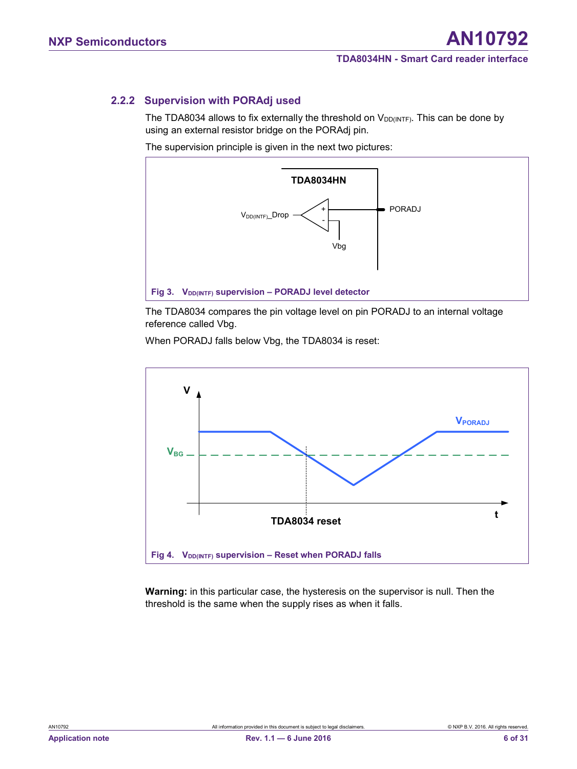### 2.2.2 Supervision with PORAdj used

The TDA8034 allows to fix externally the threshold on $V_{DD(INTF)}$. This can be done by using an external resistor bridge on the PORAdj pin.

The supervision principle is given in the next two pictures:

TDA8034HN

$V_{DD(INTF)}$_Drop

+

-

PORADJ

Vbg

Fig 3. $V_{DD(INTF)}$ supervision – PORADJ level detector

The TDA8034 compares the pin voltage level on pin PORADJ to an internal voltage reference called Vbg.

When PORADJ falls below Vbg, the TDA8034 is reset:

V

$V_{PORADJ}$

$V_{BG}$

t

TDA8034 reset

Fig 4. $V_{DD(INTF)}$ supervision – Reset when PORADJ falls

**Warning:** in this particular case, the hysteresis on the supervisor is null. Then the threshold is the same when the supply rises as when it falls.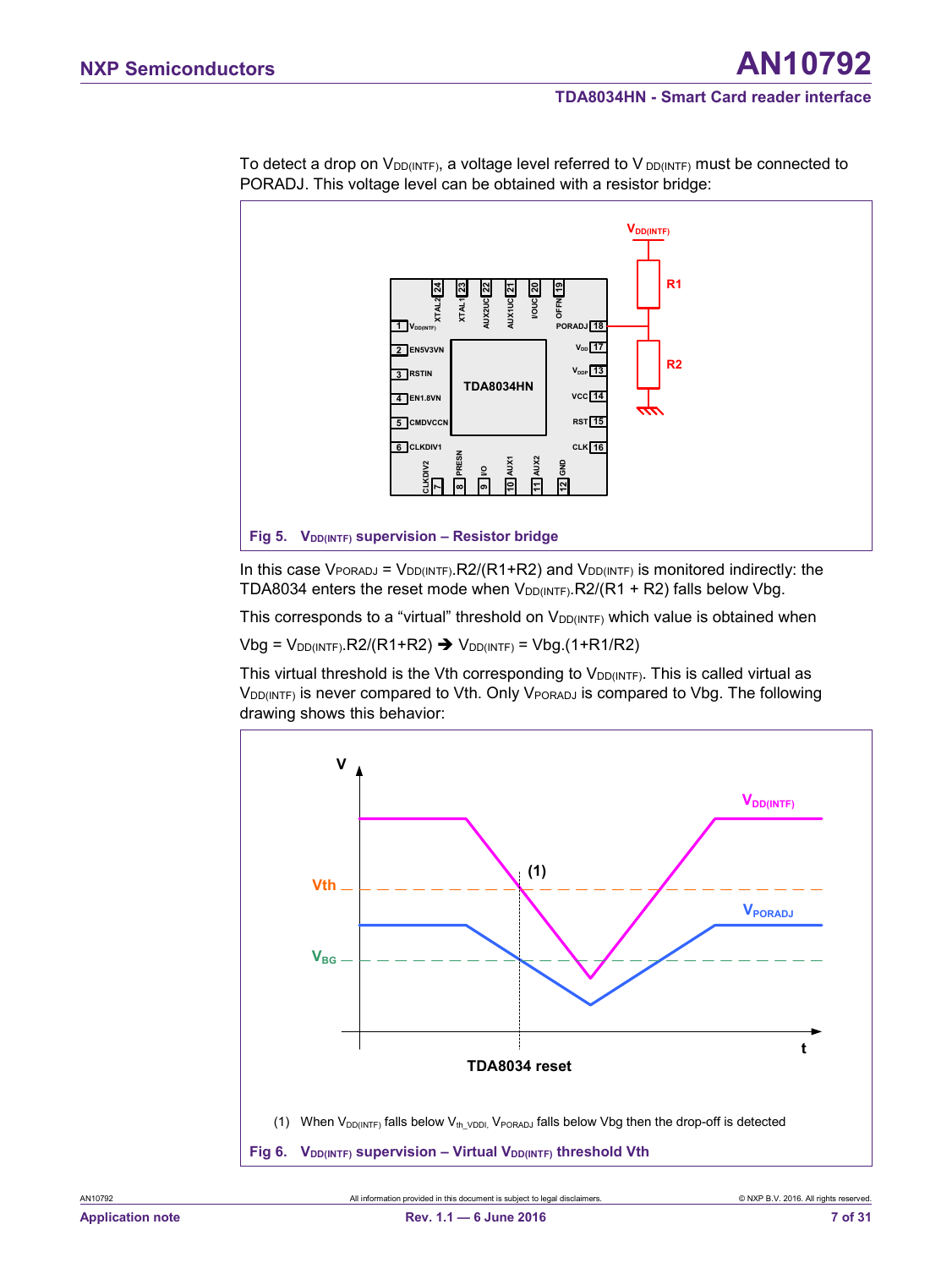To detect a drop on $V_{DD(INTF)}$, a voltage level referred to $V_{DD(INTF)}$ must be connected to PORADJ. This voltage level can be obtained with a resistor bridge:

V_DD(INTF)

R1

R2

TDA8034HN

1 V_DD(INTF)
2 EN5V3VN
3 RSTIN
4 EN1.8VN
5 CMDVCCN
6 CLKDIV1
7 CLKDIV2
8 PRESN
9 I/O
10 AUX1
11 AUX2
12 GND
13 V_DDP
14 VCC
15 RST
16 CLK
17 V_DD
18 PORADJ
19 OFFN
20 IOUC
21 AUX1UC
22 AUX2UC
23 XTAL1
24 XTAL2

Fig 5. $V_{DD(INTF)}$ supervision – Resistor bridge

In this case $V_{PORADJ} = V_{DD(INTF)}.R2/(R1+R2)$ and $V_{DD(INTF)}$ is monitored indirectly: the TDA8034 enters the reset mode when $V_{DD(INTF)}.R2/(R1 + R2)$ falls below Vbg.

This corresponds to a "virtual" threshold on $V_{DD(INTF)}$ which value is obtained when

$Vbg = V_{DD(INTF)}.R2/(R1+R2) \rightarrow V_{DD(INTF)} = Vbg.(1+R1/R2)$

This virtual threshold is the Vth corresponding to $V_{DD(INTF)}$. This is called virtual as $V_{DD(INTF)}$ is never compared to Vth. Only $V_{PORADJ}$ is compared to Vbg. The following drawing shows this behavior:

V

t

Vth

$V_{BG}$

$V_{DD(INTF)}$

$V_{PORADJ}$

(1)

TDA8034 reset

(1) When $V_{DD(INTF)}$ falls below $V_{th\_VDDI}$, $V_{PORADJ}$ falls below Vbg then the drop-off is detected

Fig 6. $V_{DD(INTF)}$ supervision – Virtual $V_{DD(INTF)}$ threshold Vth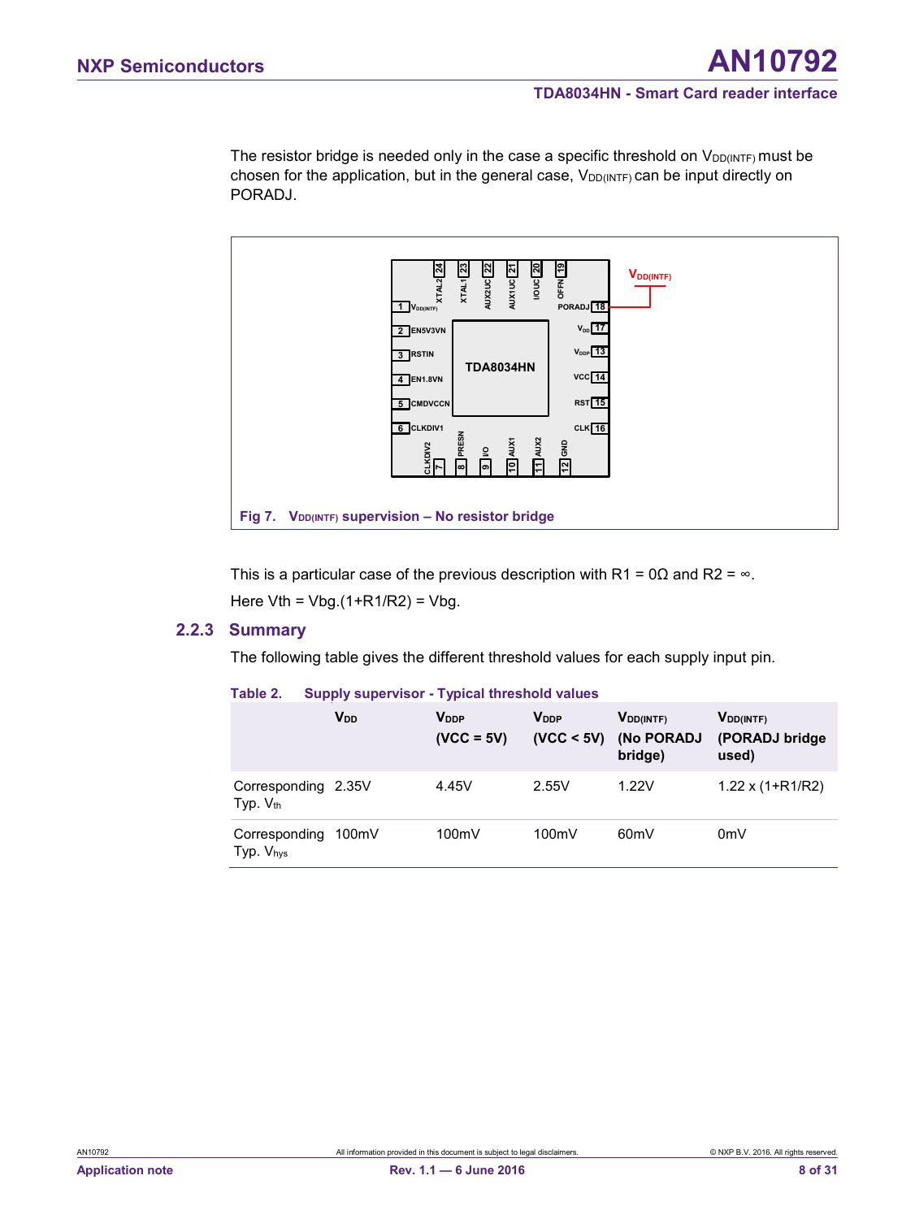The resistor bridge is needed only in the case a specific threshold on $V_{DD(INTF)}$ must be chosen for the application, but in the general case, $V_{DD(INTF)}$ can be input directly on PORADJ.

**Fig 7. $V_{DD(INTF)}$ supervision – No resistor bridge**

This is a particular case of the previous description with R1 = 0Ω and R2 = ∞.

Here Vth = Vbg.(1+R1/R2) = Vbg.

### 2.2.3 Summary

The following table gives the different threshold values for each supply input pin.

**Table 2. Supply supervisor - Typical threshold values**

| | $V_{DD}$ | $V_{DDP}$ (VCC = 5V) | $V_{DDP}$ (VCC < 5V) | $V_{DD(INTF)}$ (No PORADJ bridge) | $V_{DD(INTF)}$ (PORADJ bridge used) |
|---|---|---|---|---|---|
| Corresponding Typ. $V_{th}$ | 2.35V | 4.45V | 2.55V | 1.22V | 1.22 x (1+R1/R2) |
| Corresponding Typ. $V_{hys}$ | 100mV | 100mV | 100mV | 60mV | 0mV |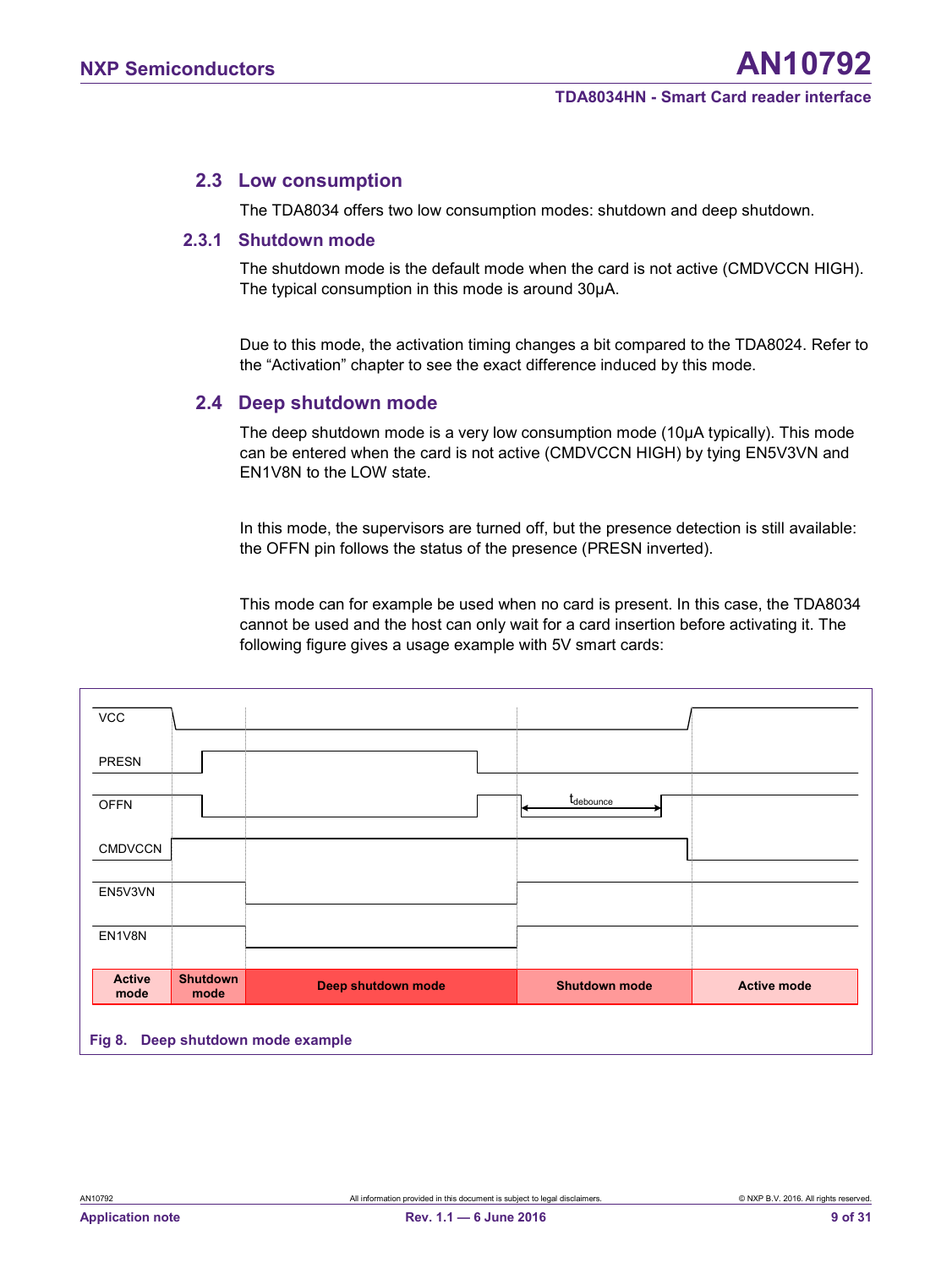## 2.3 Low consumption

The TDA8034 offers two low consumption modes: shutdown and deep shutdown.

### 2.3.1 Shutdown mode

The shutdown mode is the default mode when the card is not active (CMDVCCN HIGH). The typical consumption in this mode is around 30µA.

Due to this mode, the activation timing changes a bit compared to the TDA8024. Refer to the “Activation” chapter to see the exact difference induced by this mode.

## 2.4 Deep shutdown mode

The deep shutdown mode is a very low consumption mode (10µA typically). This mode can be entered when the card is not active (CMDVCCN HIGH) by tying EN5V3VN and EN1V8N to the LOW state.

In this mode, the supervisors are turned off, but the presence detection is still available: the OFFN pin follows the status of the presence (PRESN inverted).

This mode can for example be used when no card is present. In this case, the TDA8034 cannot be used and the host can only wait for a card insertion before activating it. The following figure gives a usage example with 5V smart cards:

VCC

PRESN

OFFN

$t_{debounce}$

CMDVCCN

EN5V3VN

EN1V8N

Active mode

Shutdown mode

Deep shutdown mode

Shutdown mode

Active mode

**Fig 8. Deep shutdown mode example**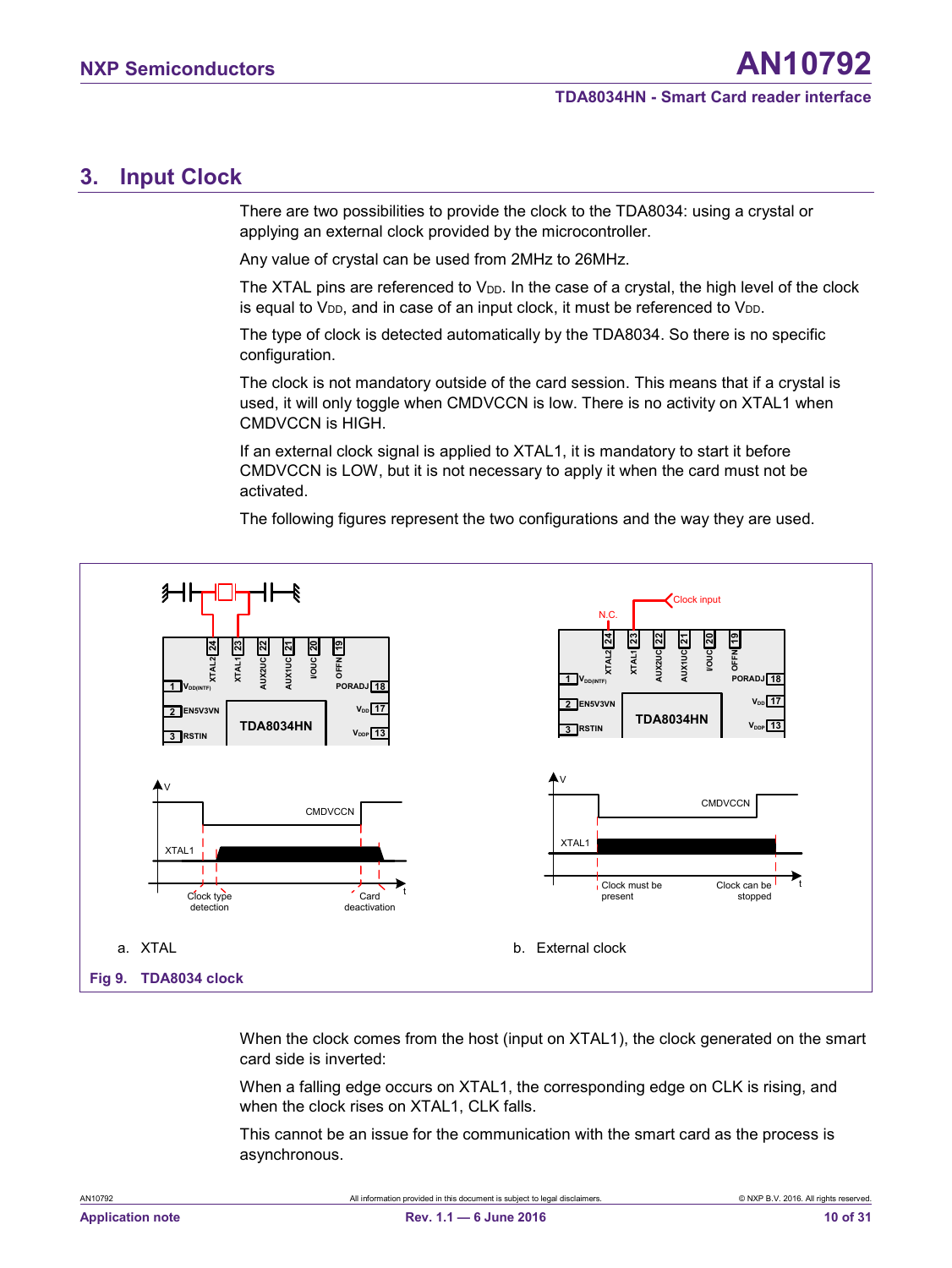## 3. Input Clock

There are two possibilities to provide the clock to the TDA8034: using a crystal or applying an external clock provided by the microcontroller.

Any value of crystal can be used from 2MHz to 26MHz.

The XTAL pins are referenced to $V_{DD}$. In the case of a crystal, the high level of the clock is equal to $V_{DD}$, and in case of an input clock, it must be referenced to $V_{DD}$.

The type of clock is detected automatically by the TDA8034. So there is no specific configuration.

The clock is not mandatory outside of the card session. This means that if a crystal is used, it will only toggle when CMDVCCN is low. There is no activity on XTAL1 when CMDVCCN is HIGH.

If an external clock signal is applied to XTAL1, it is mandatory to start it before CMDVCCN is LOW, but it is not necessary to apply it when the card must not be activated.

The following figures represent the two configurations and the way they are used.

XTAL2 24
XTAL1 23
AUX2UC 22
AUX1UC 21
I/OUC 20
OFFN 19
1 $V_{DD(INTF)}$
2 EN5V3VN
3 RSTIN
PORADJ 18
$V_{DD}$ 17
$V_{DDP}$ 13
TDA8034HN

V
CMDVCCN
XTAL1
t
Clock type detection
Card deactivation

a. XTAL

Clock input
N.C.
XTAL2 24
XTAL1 23
AUX2UC 22
AUX1UC 21
I/OUC 20
OFFN 19
1 $V_{DD(INTF)}$
2 EN5V3VN
3 RSTIN
PORADJ 18
$V_{DD}$ 17
$V_{DDP}$ 13
TDA8034HN

V
CMDVCCN
XTAL1
t
Clock must be present
Clock can be stopped

b. External clock

**Fig 9. TDA8034 clock**

When the clock comes from the host (input on XTAL1), the clock generated on the smart card side is inverted:

When a falling edge occurs on XTAL1, the corresponding edge on CLK is rising, and when the clock rises on XTAL1, CLK falls.

This cannot be an issue for the communication with the smart card as the process is asynchronous.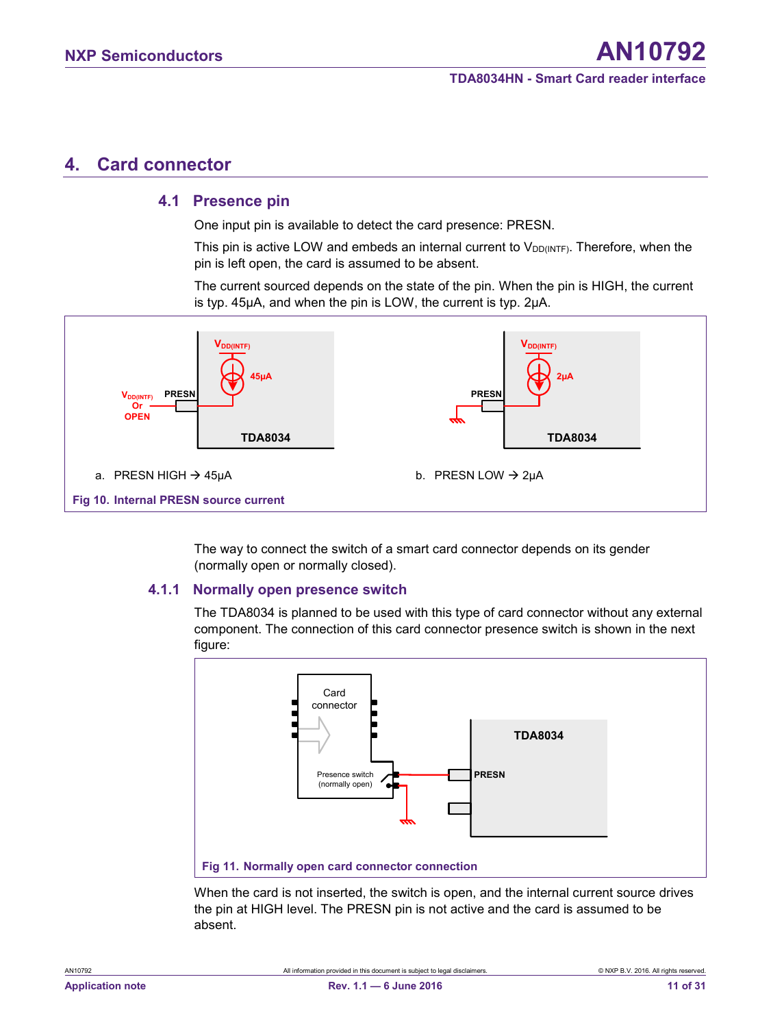# 4. Card connector

## 4.1 Presence pin

One input pin is available to detect the card presence: PRESN.

This pin is active LOW and embeds an internal current to $V_{DD(INTF)}$. Therefore, when the pin is left open, the card is assumed to be absent.

The current sourced depends on the state of the pin. When the pin is HIGH, the current is typ. 45µA, and when the pin is LOW, the current is typ. 2µA.

$V_{DD(INTF)}$
45µA
$V_{DD(INTF)}$
Or
OPEN
PRESN
TDA8034

a. PRESN HIGH → 45µA

$V_{DD(INTF)}$
2µA
PRESN
TDA8034

b. PRESN LOW → 2µA

**Fig 10. Internal PRESN source current**

The way to connect the switch of a smart card connector depends on its gender (normally open or normally closed).

### 4.1.1 Normally open presence switch

The TDA8034 is planned to be used with this type of card connector without any external component. The connection of this card connector presence switch is shown in the next figure:

Card
connector
Presence switch
(normally open)
TDA8034
PRESN

**Fig 11. Normally open card connector connection**

When the card is not inserted, the switch is open, and the internal current source drives the pin at HIGH level. The PRESN pin is not active and the card is assumed to be absent.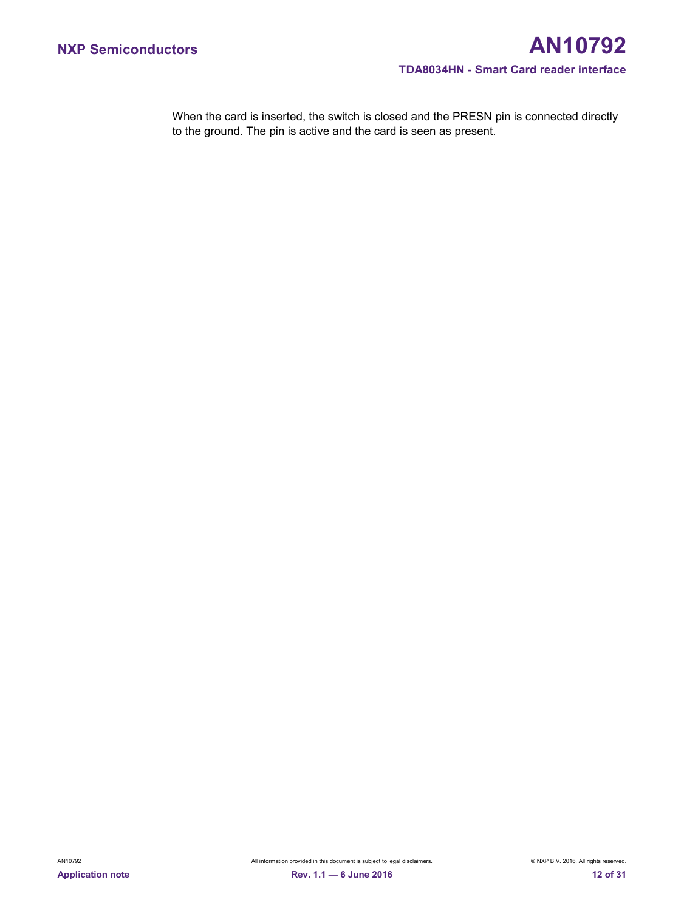When the card is inserted, the switch is closed and the PRESN pin is connected directly to the ground. The pin is active and the card is seen as present.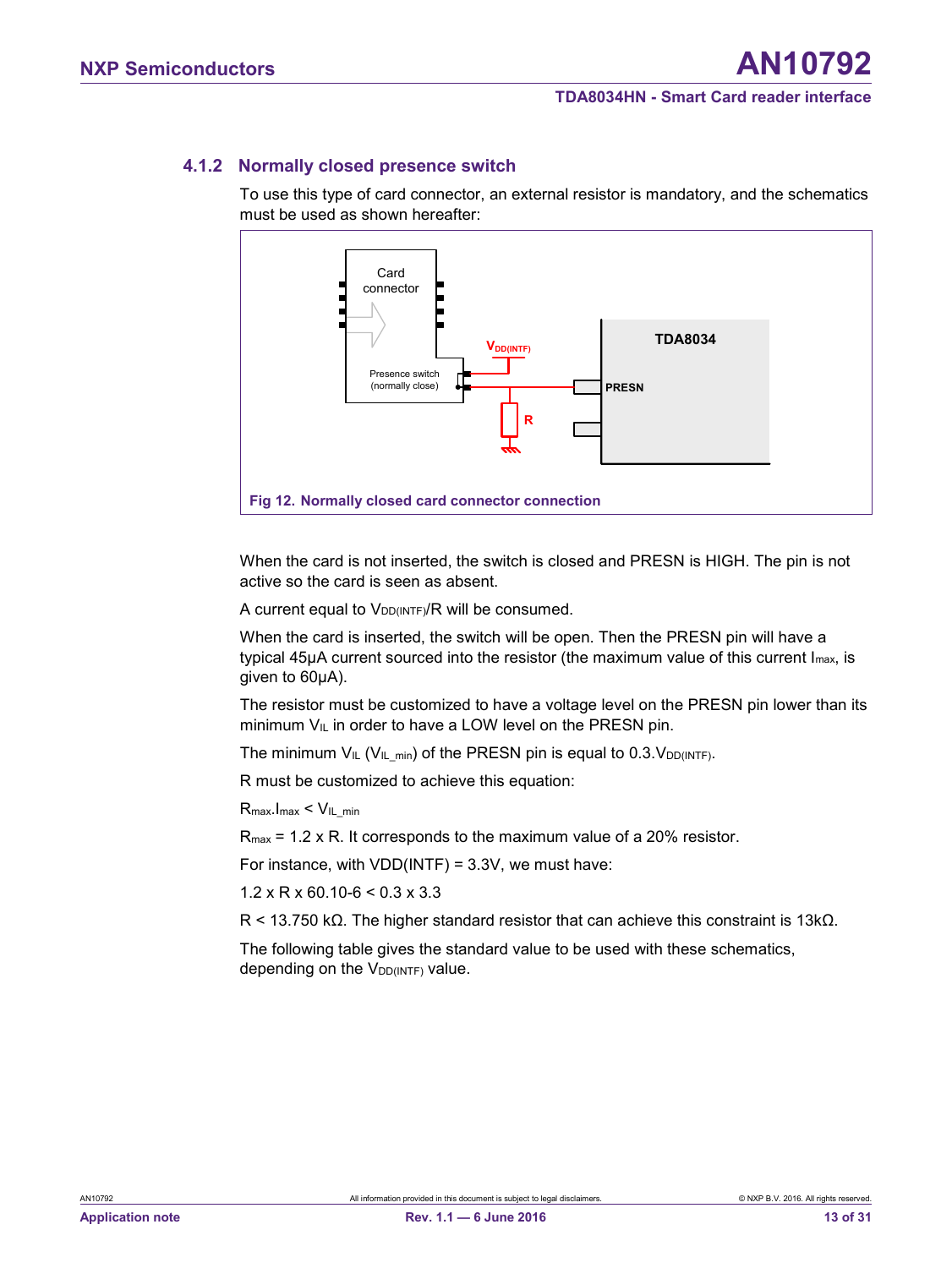### 4.1.2 Normally closed presence switch

To use this type of card connector, an external resistor is mandatory, and the schematics must be used as shown hereafter:

Card connector

Presence switch (normally close)

$V_{DD(INTF)}$

R

TDA8034

PRESN

Fig 12. Normally closed card connector connection

When the card is not inserted, the switch is closed and PRESN is HIGH. The pin is not active so the card is seen as absent.

A current equal to $V_{DD(INTF)}/R$ will be consumed.

When the card is inserted, the switch will be open. Then the PRESN pin will have a typical 45µA current sourced into the resistor (the maximum value of this current $I_{max}$, is given to 60µA).

The resistor must be customized to have a voltage level on the PRESN pin lower than its minimum $V_{IL}$ in order to have a LOW level on the PRESN pin.

The minimum $V_{IL}$ ($V_{IL\_min}$) of the PRESN pin is equal to $0.3.V_{DD(INTF)}$.

R must be customized to achieve this equation:

$R_{max}.I_{max} < V_{IL\_min}$

$R_{max} = 1.2 \times R$. It corresponds to the maximum value of a 20% resistor.

For instance, with VDD(INTF) = 3.3V, we must have:

1.2 x R x 60.10-6 < 0.3 x 3.3

R < 13.750 kΩ. The higher standard resistor that can achieve this constraint is 13kΩ.

The following table gives the standard value to be used with these schematics, depending on the $V_{DD(INTF)}$ value.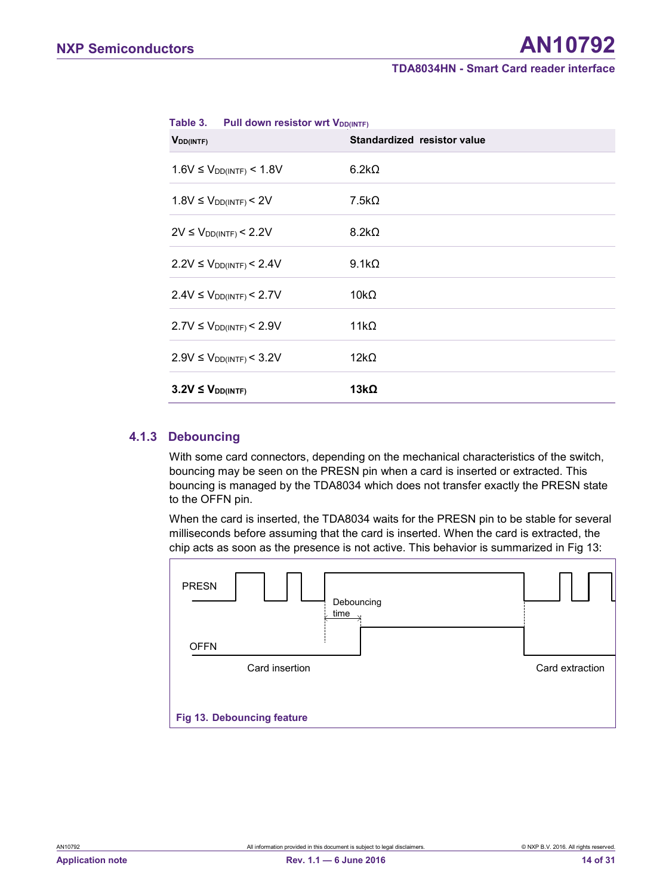**Table 3. Pull down resistor wrt $V_{DD(INTF)}$**

| $V_{DD(INTF)}$ | Standardized resistor value |
|---|---|
| 1.6V ≤ $V_{DD(INTF)}$ < 1.8V | 6.2kΩ |
| 1.8V ≤ $V_{DD(INTF)}$ < 2V | 7.5kΩ |
| 2V ≤ $V_{DD(INTF)}$ < 2.2V | 8.2kΩ |
| 2.2V ≤ $V_{DD(INTF)}$ < 2.4V | 9.1kΩ |
| 2.4V ≤ $V_{DD(INTF)}$ < 2.7V | 10kΩ |
| 2.7V ≤ $V_{DD(INTF)}$ < 2.9V | 11kΩ |
| 2.9V ≤ $V_{DD(INTF)}$ < 3.2V | 12kΩ |
| **3.2V ≤ $V_{DD(INTF)}$** | **13kΩ** |

### 4.1.3 Debouncing

With some card connectors, depending on the mechanical characteristics of the switch, bouncing may be seen on the PRESN pin when a card is inserted or extracted. This bouncing is managed by the TDA8034 which does not transfer exactly the PRESN state to the OFFN pin.

When the card is inserted, the TDA8034 waits for the PRESN pin to be stable for several milliseconds before assuming that the card is inserted. When the card is extracted, the chip acts as soon as the presence is not active. This behavior is summarized in Fig 13:

PRESN

Debouncing time

OFFN

Card insertion

Card extraction

**Fig 13. Debouncing feature**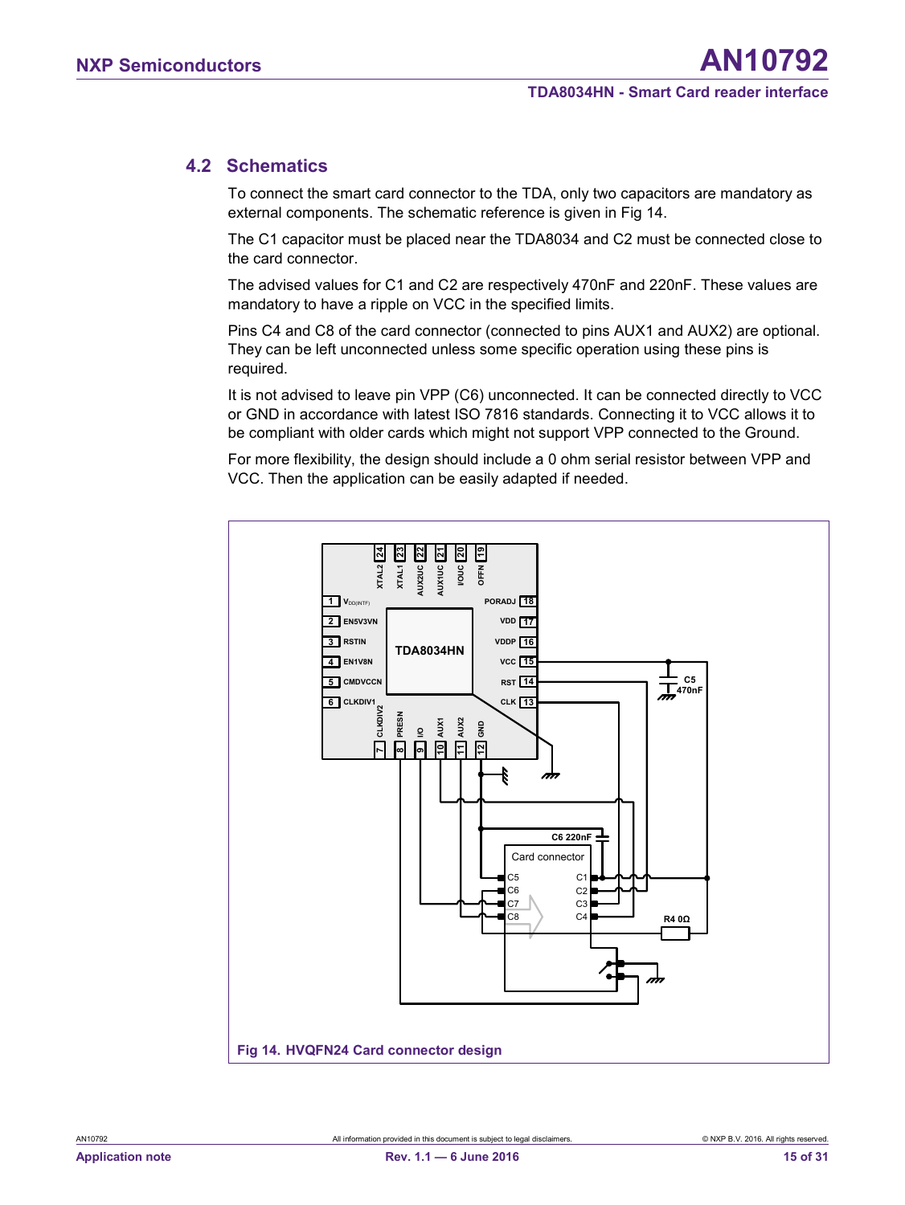## 4.2 Schematics

To connect the smart card connector to the TDA, only two capacitors are mandatory as external components. The schematic reference is given in Fig 14.

The C1 capacitor must be placed near the TDA8034 and C2 must be connected close to the card connector.

The advised values for C1 and C2 are respectively 470nF and 220nF. These values are mandatory to have a ripple on VCC in the specified limits.

Pins C4 and C8 of the card connector (connected to pins AUX1 and AUX2) are optional. They can be left unconnected unless some specific operation using these pins is required.

It is not advised to leave pin VPP (C6) unconnected. It can be connected directly to VCC or GND in accordance with latest ISO 7816 standards. Connecting it to VCC allows it to be compliant with older cards which might not support VPP connected to the Ground.

For more flexibility, the design should include a 0 ohm serial resistor between VPP and VCC. Then the application can be easily adapted if needed.

TDA8034HN

24 XTAL2
23 XTAL1
22 AUX2UC
21 AUX1UC
20 I/OUC
19 OFFN

1 $V_{DD(INTF)}$
2 EN5V3VN
3 RSTIN
4 EN1V8N
5 CMDVCCN
6 CLKDIV1

18 PORADJ
17 VDD
16 VDDP
15 VCC
14 RST
13 CLK

7 CLKDIV2
8 PRESN
9 I/O
10 AUX1
11 AUX2
12 GND

C5 470nF

C6 220nF

Card connector

C5
C6
C7
C8

C1
C2
C3
C4

R4 0Ω

Fig 14. HVQFN24 Card connector design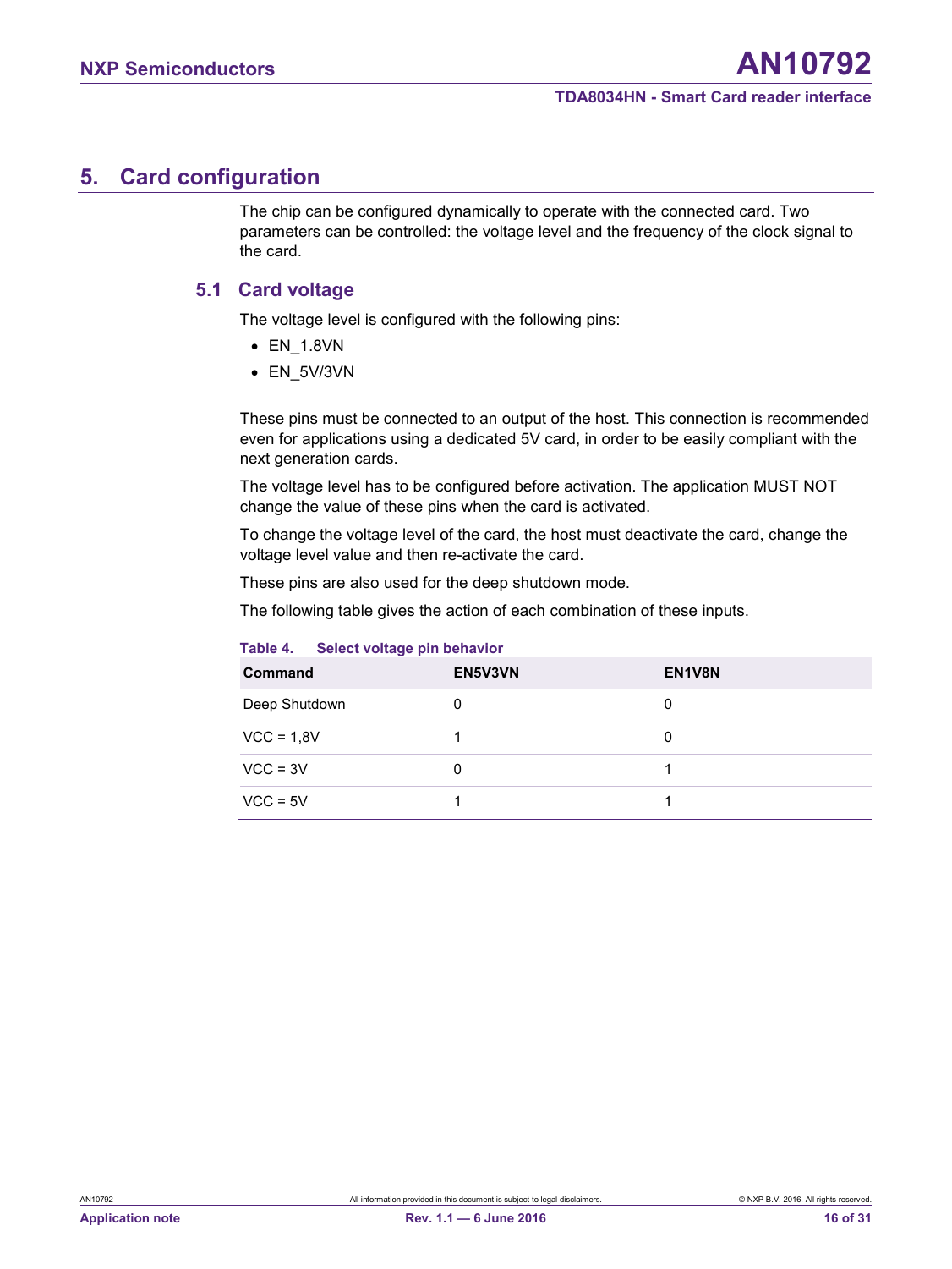# 5. Card configuration

The chip can be configured dynamically to operate with the connected card. Two parameters can be controlled: the voltage level and the frequency of the clock signal to the card.

## 5.1 Card voltage

The voltage level is configured with the following pins:

- EN_1.8VN
- EN_5V/3VN

These pins must be connected to an output of the host. This connection is recommended even for applications using a dedicated 5V card, in order to be easily compliant with the next generation cards.

The voltage level has to be configured before activation. The application MUST NOT change the value of these pins when the card is activated.

To change the voltage level of the card, the host must deactivate the card, change the voltage level value and then re-activate the card.

These pins are also used for the deep shutdown mode.

The following table gives the action of each combination of these inputs.

**Table 4. Select voltage pin behavior**

| Command | EN5V3VN | EN1V8N |
|---|---|---|
| Deep Shutdown | 0 | 0 |
| VCC = 1,8V | 1 | 0 |
| VCC = 3V | 0 | 1 |
| VCC = 5V | 1 | 1 |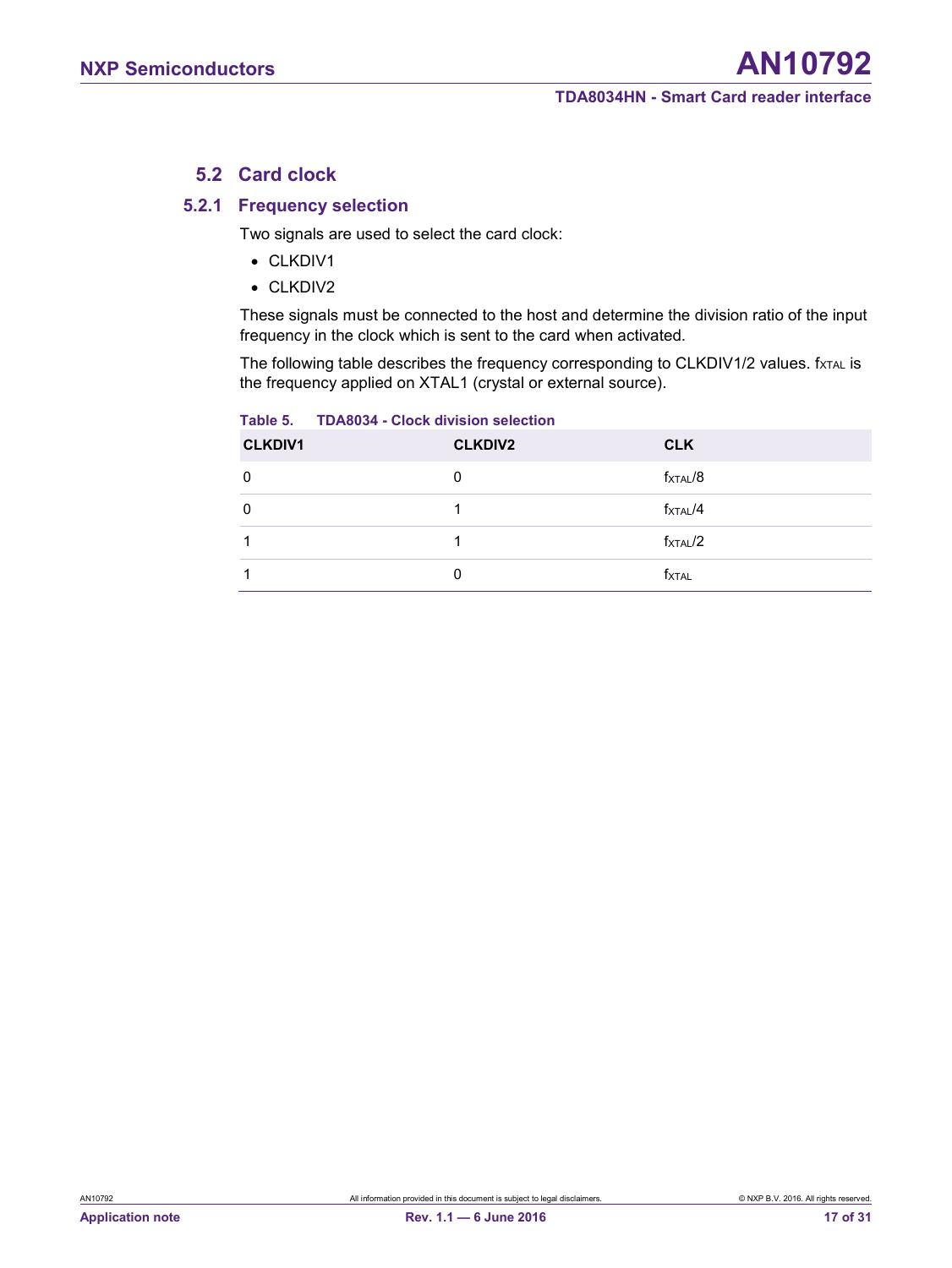## 5.2 Card clock

### 5.2.1 Frequency selection

Two signals are used to select the card clock:

- CLKDIV1
- CLKDIV2

These signals must be connected to the host and determine the division ratio of the input frequency in the clock which is sent to the card when activated.

The following table describes the frequency corresponding to CLKDIV1/2 values. $f_{XTAL}$ is the frequency applied on XTAL1 (crystal or external source).

**Table 5. TDA8034 - Clock division selection**

| CLKDIV1 | CLKDIV2 | CLK |
|---|---|---|
| 0 | 0 | $f_{XTAL}/8$ |
| 0 | 1 | $f_{XTAL}/4$ |
| 1 | 1 | $f_{XTAL}/2$ |
| 1 | 0 | $f_{XTAL}$ |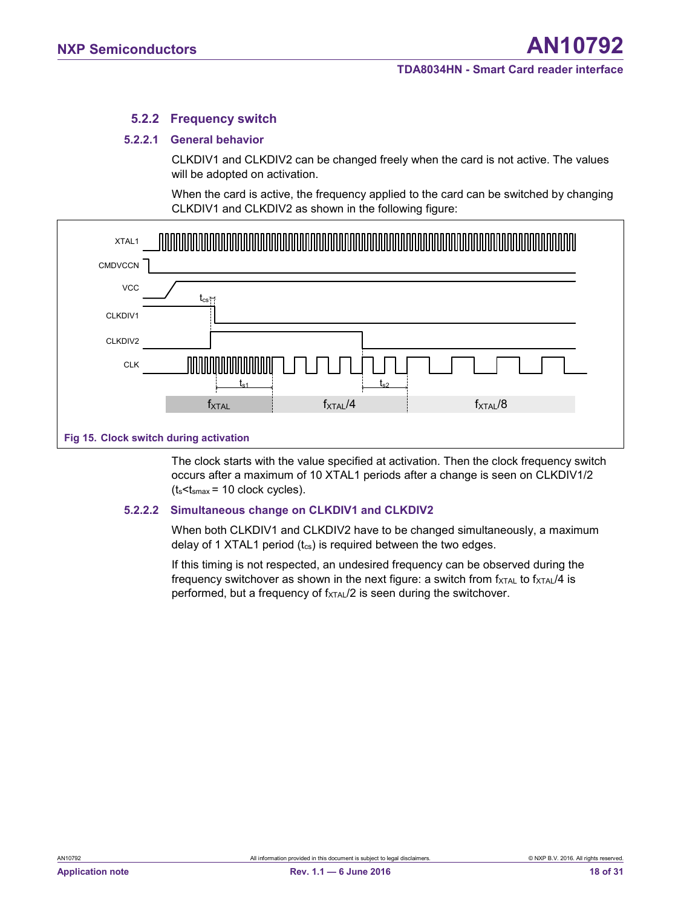### 5.2.2 Frequency switch

#### 5.2.2.1 General behavior

CLKDIV1 and CLKDIV2 can be changed freely when the card is not active. The values will be adopted on activation.

When the card is active, the frequency applied to the card can be switched by changing CLKDIV1 and CLKDIV2 as shown in the following figure:

XTAL1
CMDVCCN
VCC
$t_{cs}$
CLKDIV1
CLKDIV2
CLK
$t_{s1}$
$t_{s2}$
$f_{XTAL}$
$f_{XTAL}/4$
$f_{XTAL}/8$

**Fig 15. Clock switch during activation**

The clock starts with the value specified at activation. Then the clock frequency switch occurs after a maximum of 10 XTAL1 periods after a change is seen on CLKDIV1/2 ($t_s < t_{smax}$ = 10 clock cycles).

#### 5.2.2.2 Simultaneous change on CLKDIV1 and CLKDIV2

When both CLKDIV1 and CLKDIV2 have to be changed simultaneously, a maximum delay of 1 XTAL1 period ($t_{cs}$) is required between the two edges.

If this timing is not respected, an undesired frequency can be observed during the frequency switchover as shown in the next figure: a switch from $f_{XTAL}$ to $f_{XTAL}/4$ is performed, but a frequency of $f_{XTAL}/2$ is seen during the switchover.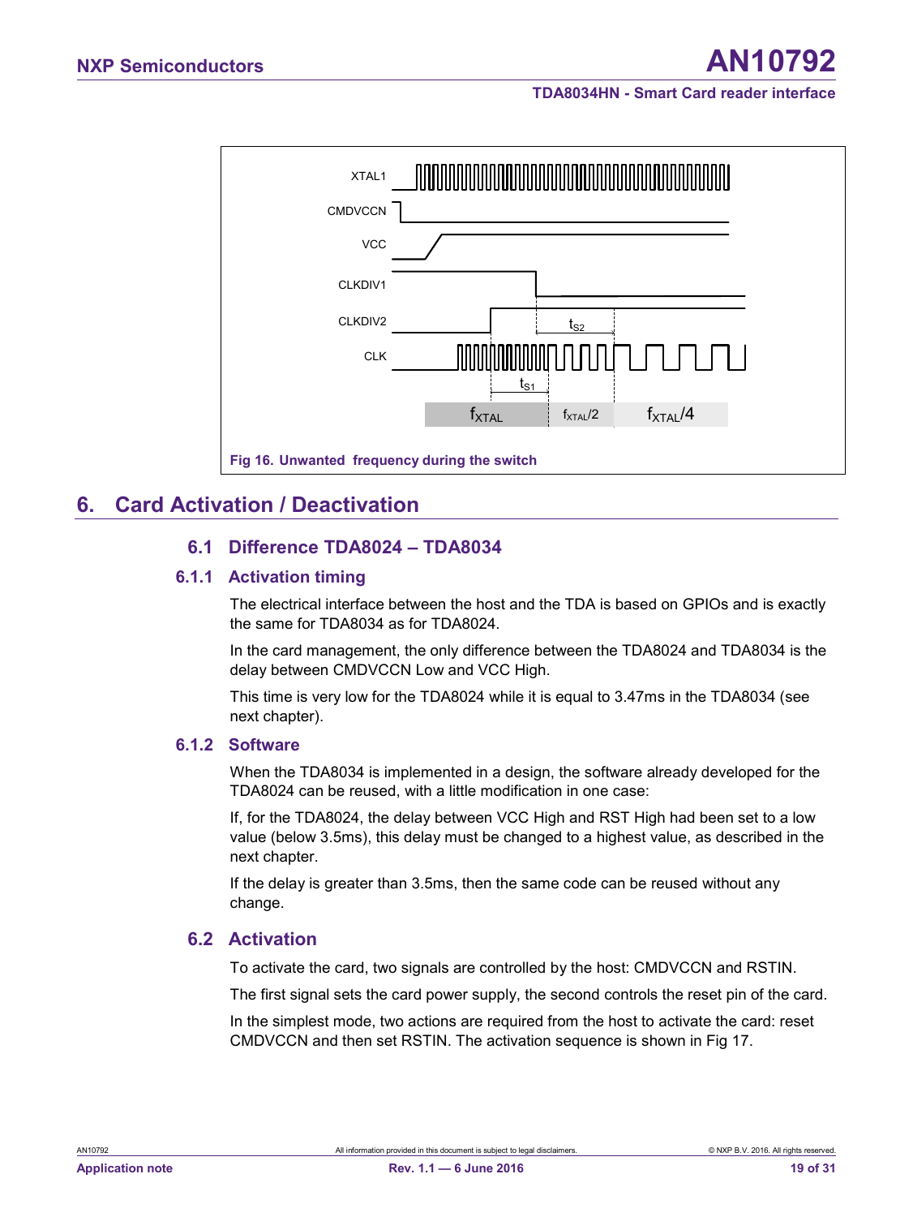XTAL1

CMDVCCN

VCC

CLKDIV1

CLKDIV2

CLK

$t_{S2}$

$t_{S1}$

$f_{XTAL}$

$f_{XTAL}/2$

$f_{XTAL}/4$

**Fig 16. Unwanted frequency during the switch**

# 6. Card Activation / Deactivation

## 6.1 Difference TDA8024 – TDA8034

### 6.1.1 Activation timing

The electrical interface between the host and the TDA is based on GPIOs and is exactly the same for TDA8034 as for TDA8024.

In the card management, the only difference between the TDA8024 and TDA8034 is the delay between CMDVCCN Low and VCC High.

This time is very low for the TDA8024 while it is equal to 3.47ms in the TDA8034 (see next chapter).

### 6.1.2 Software

When the TDA8034 is implemented in a design, the software already developed for the TDA8024 can be reused, with a little modification in one case:

If, for the TDA8024, the delay between VCC High and RST High had been set to a low value (below 3.5ms), this delay must be changed to a highest value, as described in the next chapter.

If the delay is greater than 3.5ms, then the same code can be reused without any change.

## 6.2 Activation

To activate the card, two signals are controlled by the host: CMDVCCN and RSTIN.

The first signal sets the card power supply, the second controls the reset pin of the card.

In the simplest mode, two actions are required from the host to activate the card: reset CMDVCCN and then set RSTIN. The activation sequence is shown in Fig 17.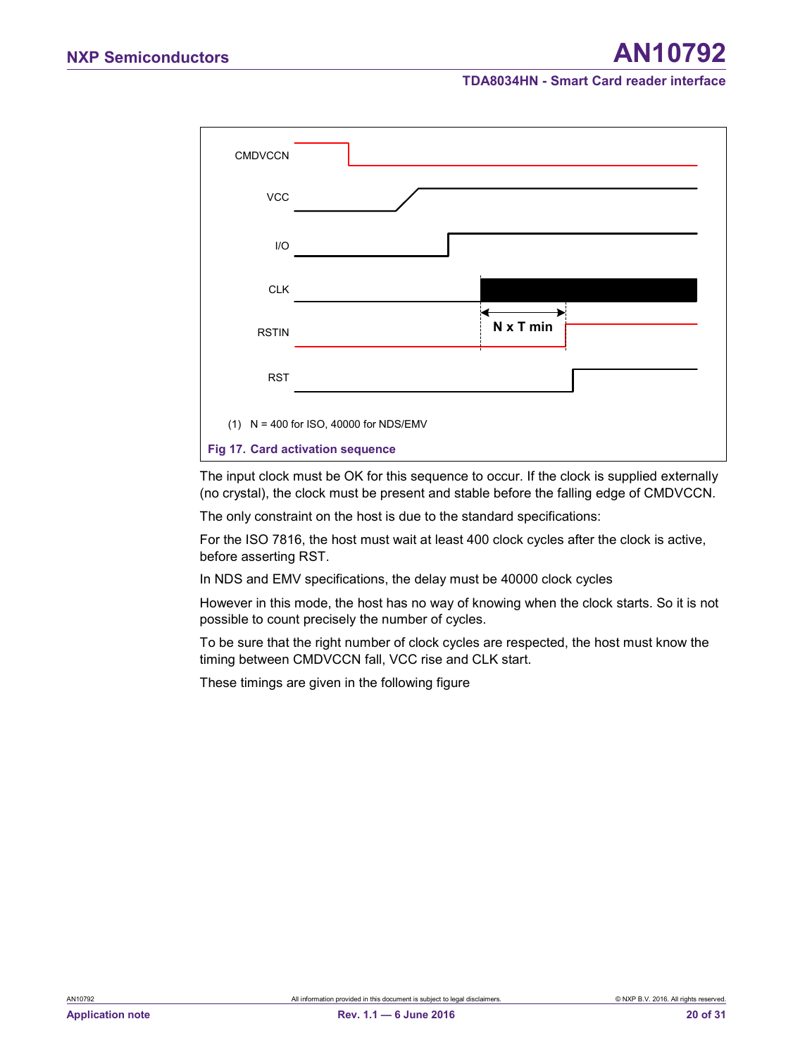CMDVCCN

VCC

I/O

CLK

RSTIN

RST

N x T min

(1) N = 400 for ISO, 40000 for NDS/EMV

**Fig 17. Card activation sequence**

The input clock must be OK for this sequence to occur. If the clock is supplied externally (no crystal), the clock must be present and stable before the falling edge of CMDVCCN.

The only constraint on the host is due to the standard specifications:

For the ISO 7816, the host must wait at least 400 clock cycles after the clock is active, before asserting RST.

In NDS and EMV specifications, the delay must be 40000 clock cycles

However in this mode, the host has no way of knowing when the clock starts. So it is not possible to count precisely the number of cycles.

To be sure that the right number of clock cycles are respected, the host must know the timing between CMDVCCN fall, VCC rise and CLK start.

These timings are given in the following figure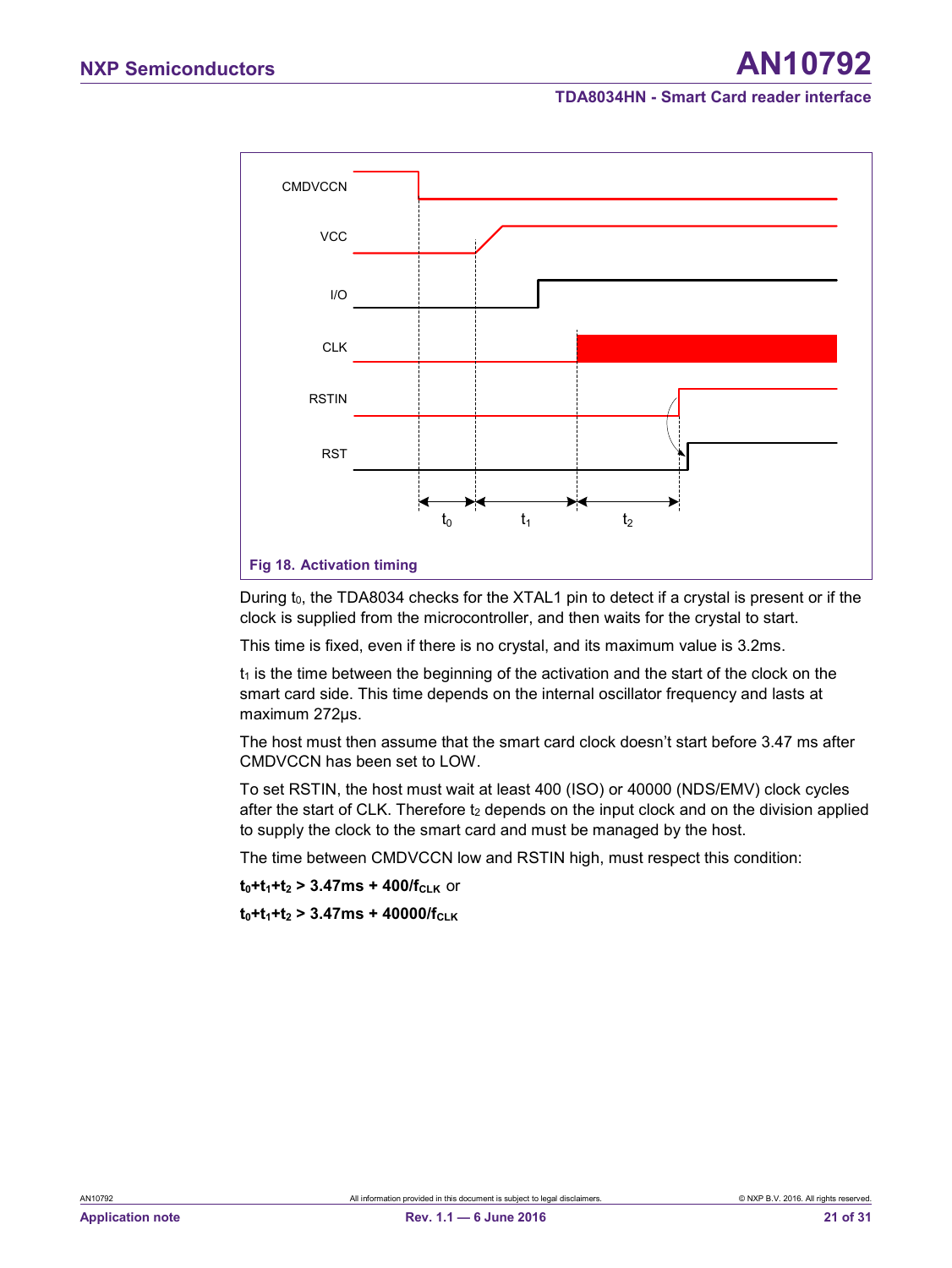CMDVCCN

VCC

I/O

CLK

RSTIN

RST

$t_0$

$t_1$

$t_2$

Fig 18. Activation timing

During $t_0$, the TDA8034 checks for the XTAL1 pin to detect if a crystal is present or if the clock is supplied from the microcontroller, and then waits for the crystal to start.

This time is fixed, even if there is no crystal, and its maximum value is 3.2ms.

$t_1$ is the time between the beginning of the activation and the start of the clock on the smart card side. This time depends on the internal oscillator frequency and lasts at maximum 272µs.

The host must then assume that the smart card clock doesn't start before 3.47 ms after CMDVCCN has been set to LOW.

To set RSTIN, the host must wait at least 400 (ISO) or 40000 (NDS/EMV) clock cycles after the start of CLK. Therefore $t_2$ depends on the input clock and on the division applied to supply the clock to the smart card and must be managed by the host.

The time between CMDVCCN low and RSTIN high, must respect this condition:

$\mathbf{t_0+t_1+t_2 > 3.47ms + 400/f_{CLK}}$ or

$\mathbf{t_0+t_1+t_2 > 3.47ms + 40000/f_{CLK}}$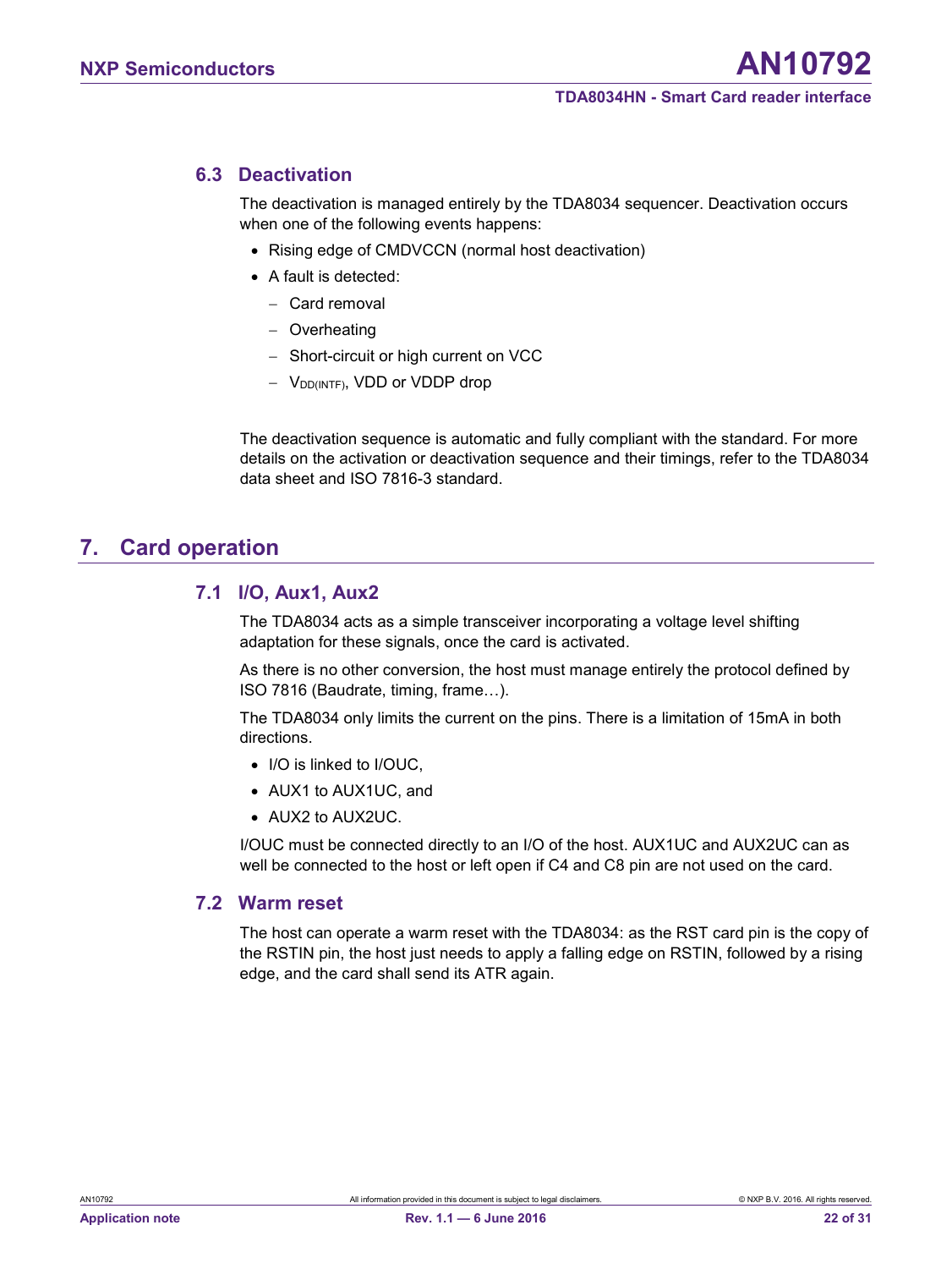### 6.3 Deactivation

The deactivation is managed entirely by the TDA8034 sequencer. Deactivation occurs when one of the following events happens:

- Rising edge of CMDVCCN (normal host deactivation)
- A fault is detected:
  - Card removal
  - Overheating
  - Short-circuit or high current on VCC
  - $V_{DD(INTF)}$, VDD or VDDP drop

The deactivation sequence is automatic and fully compliant with the standard. For more details on the activation or deactivation sequence and their timings, refer to the TDA8034 data sheet and ISO 7816-3 standard.

## 7. Card operation

### 7.1 I/O, Aux1, Aux2

The TDA8034 acts as a simple transceiver incorporating a voltage level shifting adaptation for these signals, once the card is activated.

As there is no other conversion, the host must manage entirely the protocol defined by ISO 7816 (Baudrate, timing, frame…).

The TDA8034 only limits the current on the pins. There is a limitation of 15mA in both directions.

- I/O is linked to I/OUC,
- AUX1 to AUX1UC, and
- AUX2 to AUX2UC.

I/OUC must be connected directly to an I/O of the host. AUX1UC and AUX2UC can as well be connected to the host or left open if C4 and C8 pin are not used on the card.

### 7.2 Warm reset

The host can operate a warm reset with the TDA8034: as the RST card pin is the copy of the RSTIN pin, the host just needs to apply a falling edge on RSTIN, followed by a rising edge, and the card shall send its ATR again.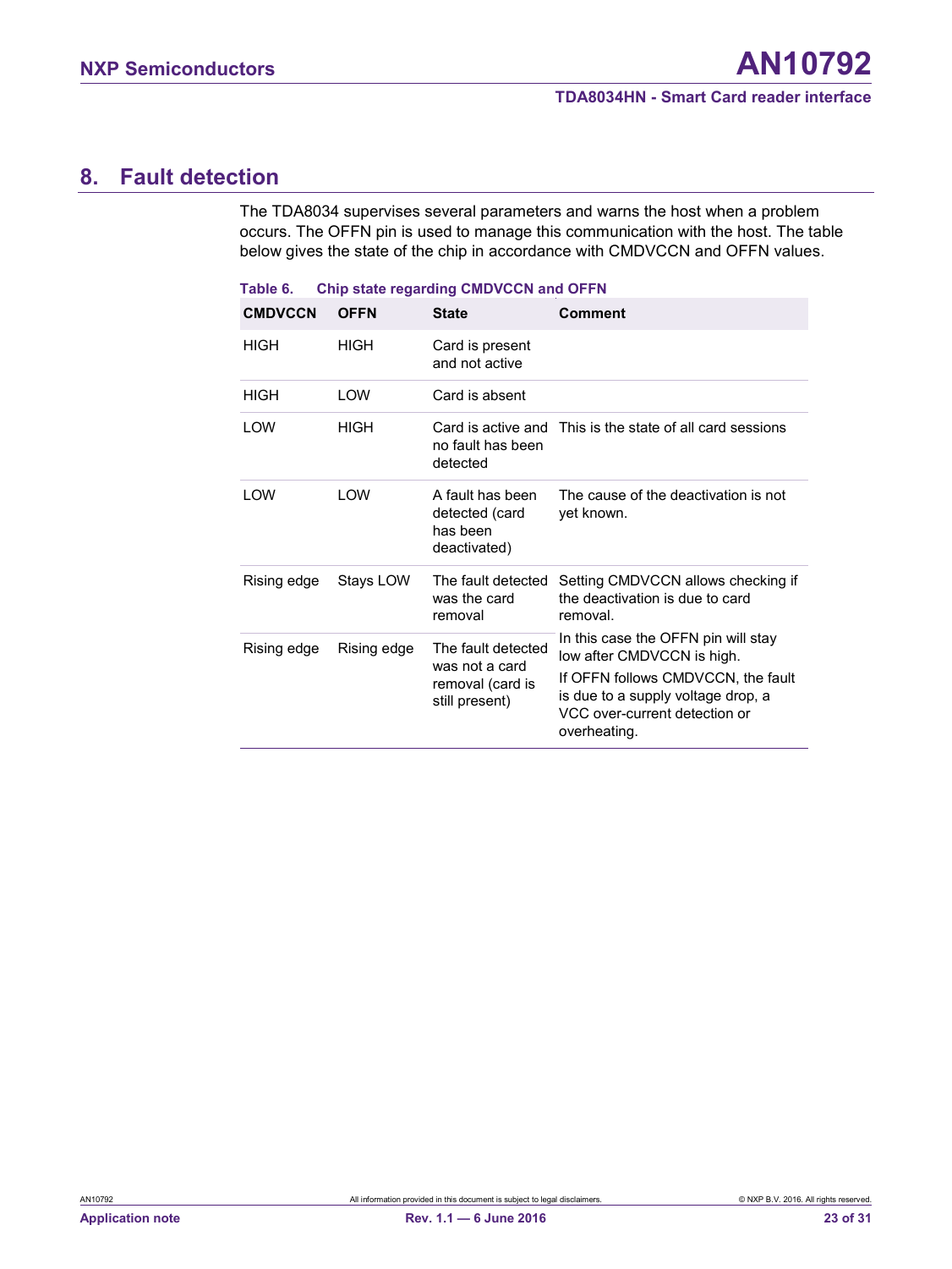# 8. Fault detection

The TDA8034 supervises several parameters and warns the host when a problem occurs. The OFFN pin is used to manage this communication with the host. The table below gives the state of the chip in accordance with CMDVCCN and OFFN values.

**Table 6. Chip state regarding CMDVCCN and OFFN**

| CMDVCCN | OFFN | State | Comment |
|---|---|---|---|
| HIGH | HIGH | Card is present and not active | |
| HIGH | LOW | Card is absent | |
| LOW | HIGH | Card is active and no fault has been detected | This is the state of all card sessions |
| LOW | LOW | A fault has been detected (card has been deactivated) | The cause of the deactivation is not yet known. |
| Rising edge | Stays LOW | The fault detected was the card removal | Setting CMDVCCN allows checking if the deactivation is due to card removal. In this case the OFFN pin will stay low after CMDVCCN is high. |
| Rising edge | Rising edge | The fault detected was not a card removal (card is still present) | If OFFN follows CMDVCCN, the fault is due to a supply voltage drop, a VCC over-current detection or overheating. |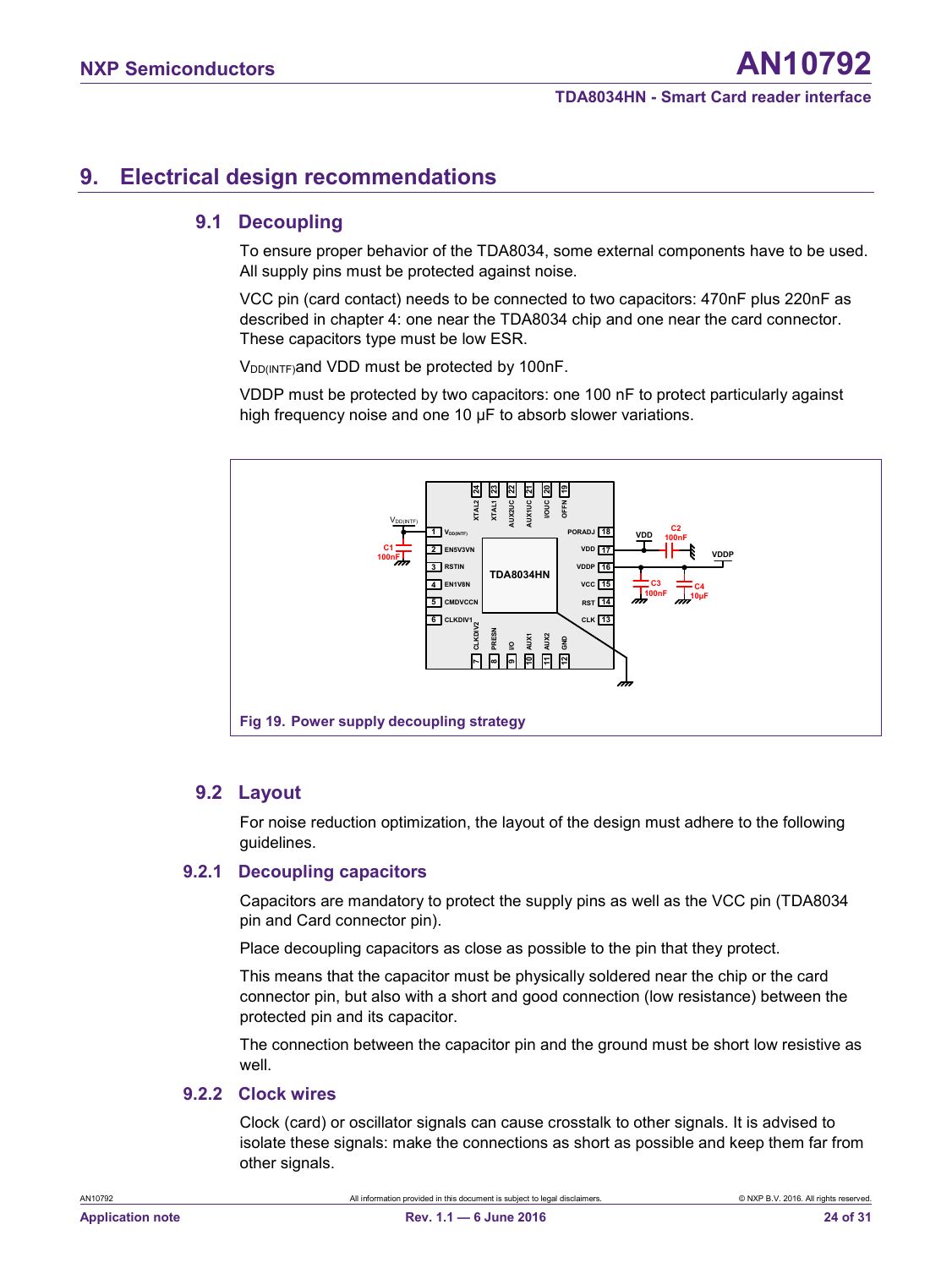## 9. Electrical design recommendations

### 9.1 Decoupling

To ensure proper behavior of the TDA8034, some external components have to be used. All supply pins must be protected against noise.

VCC pin (card contact) needs to be connected to two capacitors: 470nF plus 220nF as described in chapter 4: one near the TDA8034 chip and one near the card connector. These capacitors type must be low ESR.

$V_{DD(INTF)}$and VDD must be protected by 100nF.

VDDP must be protected by two capacitors: one 100 nF to protect particularly against high frequency noise and one 10 µF to absorb slower variations.

Fig 19. Power supply decoupling strategy

### 9.2 Layout

For noise reduction optimization, the layout of the design must adhere to the following guidelines.

#### 9.2.1 Decoupling capacitors

Capacitors are mandatory to protect the supply pins as well as the VCC pin (TDA8034 pin and Card connector pin).

Place decoupling capacitors as close as possible to the pin that they protect.

This means that the capacitor must be physically soldered near the chip or the card connector pin, but also with a short and good connection (low resistance) between the protected pin and its capacitor.

The connection between the capacitor pin and the ground must be short low resistive as well.

#### 9.2.2 Clock wires

Clock (card) or oscillator signals can cause crosstalk to other signals. It is advised to isolate these signals: make the connections as short as possible and keep them far from other signals.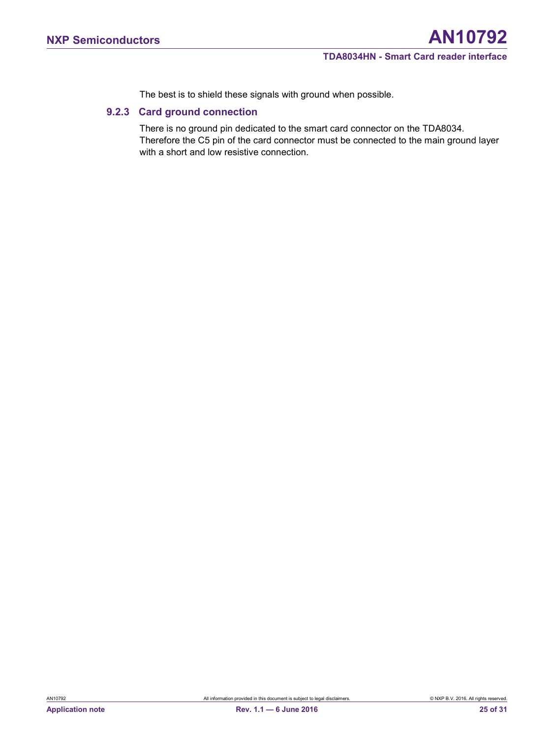The best is to shield these signals with ground when possible.

### 9.2.3 Card ground connection

There is no ground pin dedicated to the smart card connector on the TDA8034. Therefore the C5 pin of the card connector must be connected to the main ground layer with a short and low resistive connection.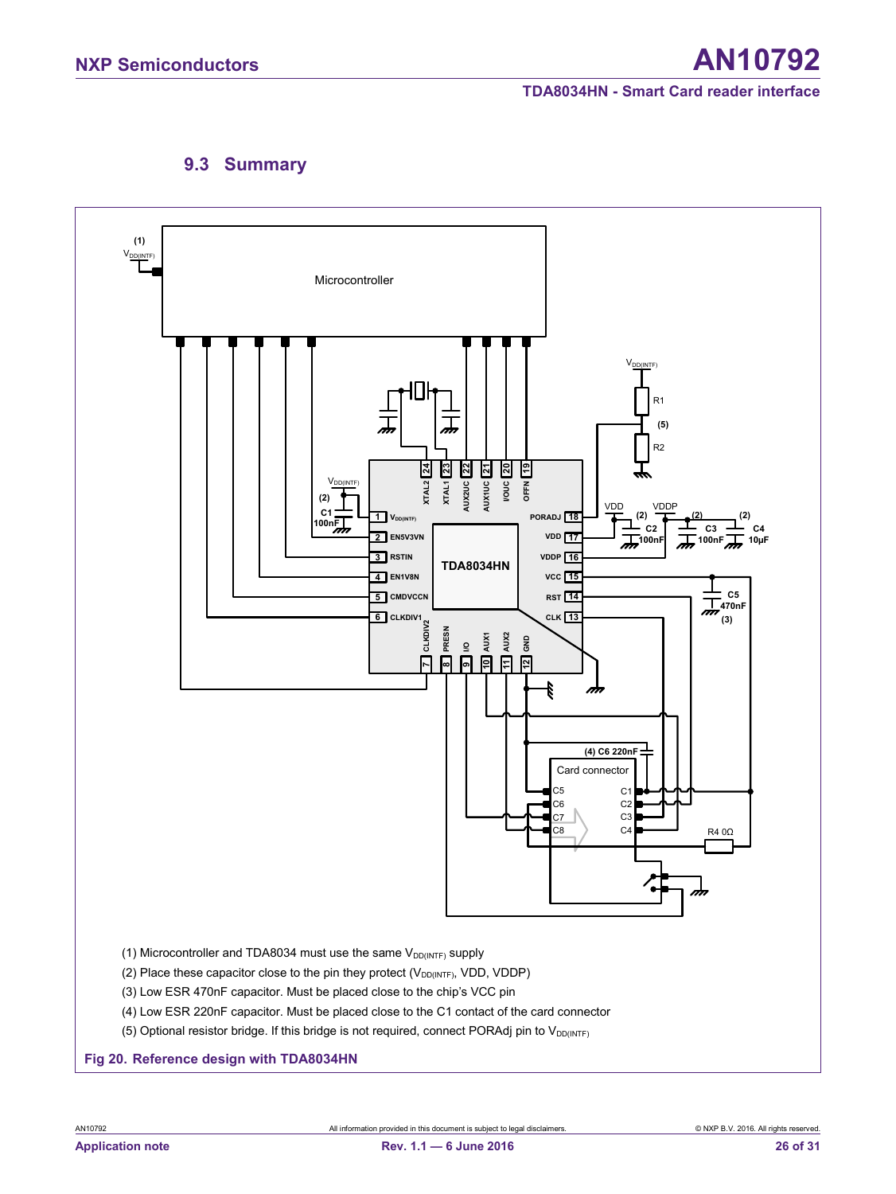## 9.3 Summary

(1) Microcontroller and TDA8034 must use the same $V_{DD(INTF)}$ supply

(2) Place these capacitor close to the pin they protect ($V_{DD(INTF)}$, VDD, VDDP)

(3) Low ESR 470nF capacitor. Must be placed close to the chip's VCC pin

(4) Low ESR 220nF capacitor. Must be placed close to the C1 contact of the card connector

(5) Optional resistor bridge. If this bridge is not required, connect PORAdj pin to $V_{DD(INTF)}$

**Fig 20. Reference design with TDA8034HN**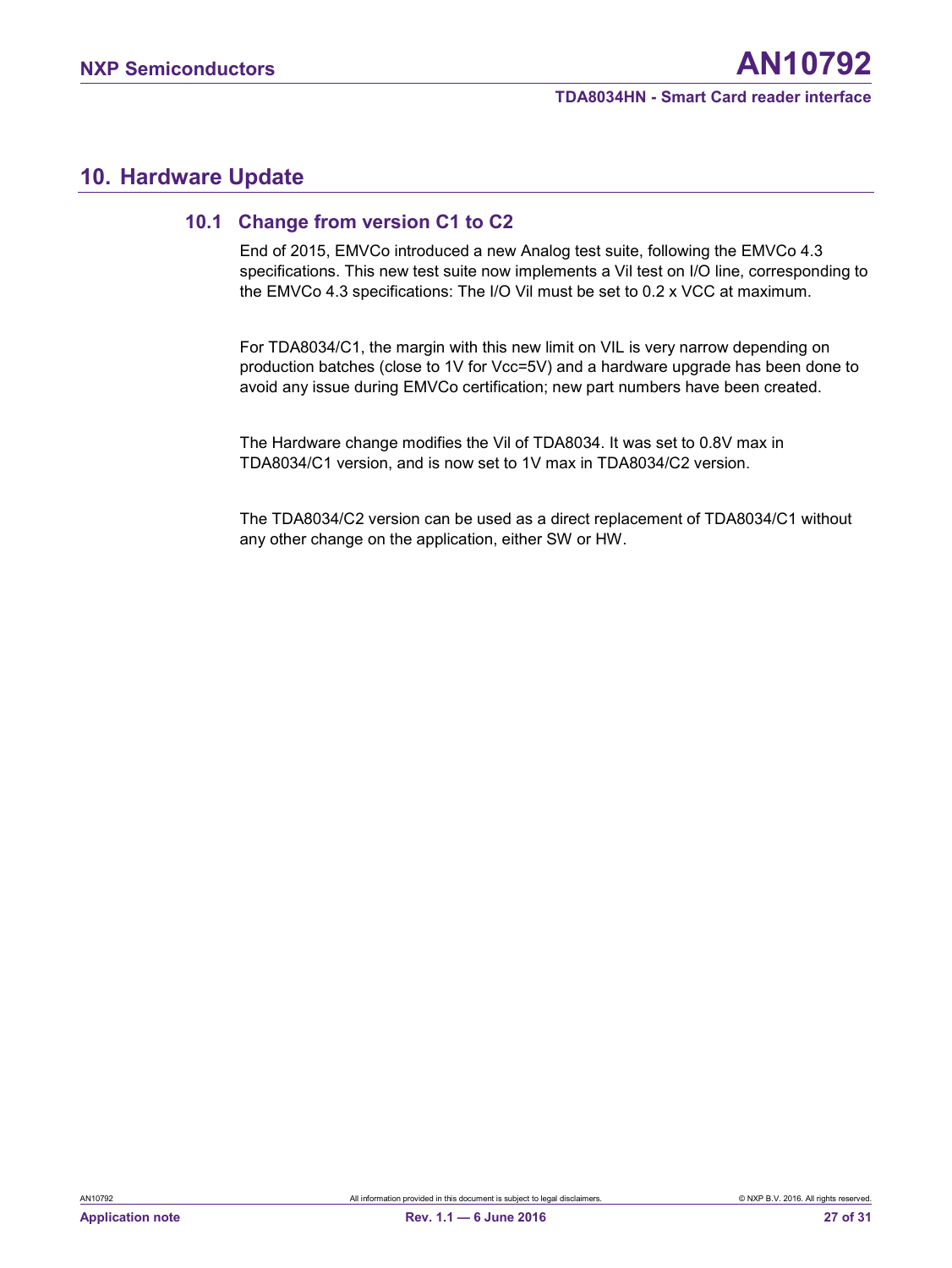# 10. Hardware Update

## 10.1 Change from version C1 to C2

End of 2015, EMVCo introduced a new Analog test suite, following the EMVCo 4.3 specifications. This new test suite now implements a Vil test on I/O line, corresponding to the EMVCo 4.3 specifications: The I/O Vil must be set to 0.2 x VCC at maximum.

For TDA8034/C1, the margin with this new limit on VIL is very narrow depending on production batches (close to 1V for Vcc=5V) and a hardware upgrade has been done to avoid any issue during EMVCo certification; new part numbers have been created.

The Hardware change modifies the Vil of TDA8034. It was set to 0.8V max in TDA8034/C1 version, and is now set to 1V max in TDA8034/C2 version.

The TDA8034/C2 version can be used as a direct replacement of TDA8034/C1 without any other change on the application, either SW or HW.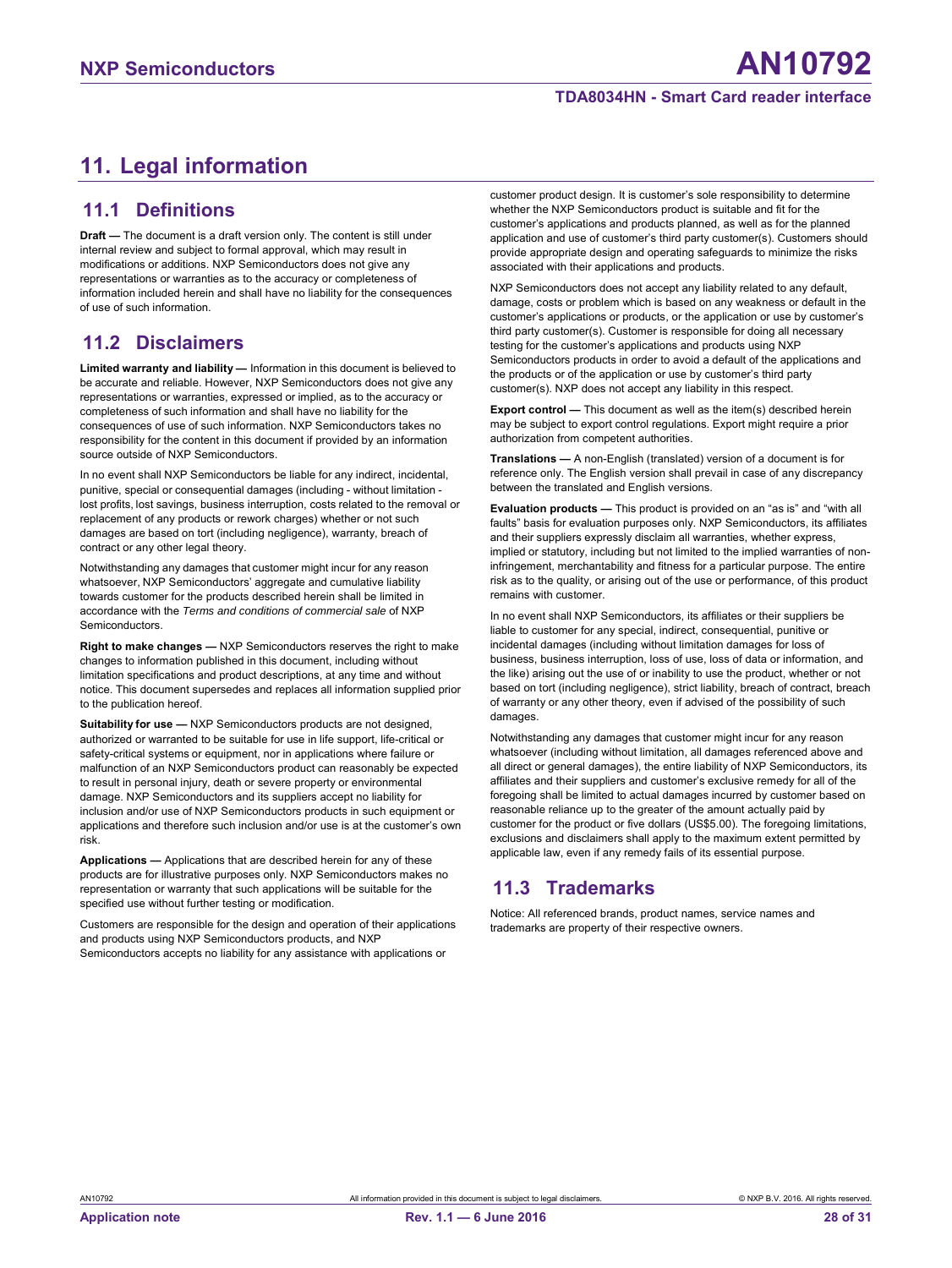# 11. Legal information

## 11.1 Definitions

**Draft —** The document is a draft version only. The content is still under internal review and subject to formal approval, which may result in modifications or additions. NXP Semiconductors does not give any representations or warranties as to the accuracy or completeness of information included herein and shall have no liability for the consequences of use of such information.

## 11.2 Disclaimers

**Limited warranty and liability —** Information in this document is believed to be accurate and reliable. However, NXP Semiconductors does not give any representations or warranties, expressed or implied, as to the accuracy or completeness of such information and shall have no liability for the consequences of use of such information. NXP Semiconductors takes no responsibility for the content in this document if provided by an information source outside of NXP Semiconductors.

In no event shall NXP Semiconductors be liable for any indirect, incidental, punitive, special or consequential damages (including - without limitation - lost profits, lost savings, business interruption, costs related to the removal or replacement of any products or rework charges) whether or not such damages are based on tort (including negligence), warranty, breach of contract or any other legal theory.

Notwithstanding any damages that customer might incur for any reason whatsoever, NXP Semiconductors' aggregate and cumulative liability towards customer for the products described herein shall be limited in accordance with the *Terms and conditions of commercial sale* of NXP Semiconductors.

**Right to make changes —** NXP Semiconductors reserves the right to make changes to information published in this document, including without limitation specifications and product descriptions, at any time and without notice. This document supersedes and replaces all information supplied prior to the publication hereof.

**Suitability for use —** NXP Semiconductors products are not designed, authorized or warranted to be suitable for use in life support, life-critical or safety-critical systems or equipment, nor in applications where failure or malfunction of an NXP Semiconductors product can reasonably be expected to result in personal injury, death or severe property or environmental damage. NXP Semiconductors and its suppliers accept no liability for inclusion and/or use of NXP Semiconductors products in such equipment or applications and therefore such inclusion and/or use is at the customer's own risk.

**Applications —** Applications that are described herein for any of these products are for illustrative purposes only. NXP Semiconductors makes no representation or warranty that such applications will be suitable for the specified use without further testing or modification.

Customers are responsible for the design and operation of their applications and products using NXP Semiconductors products, and NXP Semiconductors accepts no liability for any assistance with applications or customer product design. It is customer's sole responsibility to determine whether the NXP Semiconductors product is suitable and fit for the customer's applications and products planned, as well as for the planned application and use of customer's third party customer(s). Customers should provide appropriate design and operating safeguards to minimize the risks associated with their applications and products.

NXP Semiconductors does not accept any liability related to any default, damage, costs or problem which is based on any weakness or default in the customer's applications or products, or the application or use by customer's third party customer(s). Customer is responsible for doing all necessary testing for the customer's applications and products using NXP Semiconductors products in order to avoid a default of the applications and the products or of the application or use by customer's third party customer(s). NXP does not accept any liability in this respect.

**Export control —** This document as well as the item(s) described herein may be subject to export control regulations. Export might require a prior authorization from competent authorities.

**Translations —** A non-English (translated) version of a document is for reference only. The English version shall prevail in case of any discrepancy between the translated and English versions.

**Evaluation products —** This product is provided on an "as is" and "with all faults" basis for evaluation purposes only. NXP Semiconductors, its affiliates and their suppliers expressly disclaim all warranties, whether express, implied or statutory, including but not limited to the implied warranties of non-infringement, merchantability and fitness for a particular purpose. The entire risk as to the quality, or arising out of the use or performance, of this product remains with customer.

In no event shall NXP Semiconductors, its affiliates or their suppliers be liable to customer for any special, indirect, consequential, punitive or incidental damages (including without limitation damages for loss of business, business interruption, loss of use, loss of data or information, and the like) arising out the use of or inability to use the product, whether or not based on tort (including negligence), strict liability, breach of contract, breach of warranty or any other theory, even if advised of the possibility of such damages.

Notwithstanding any damages that customer might incur for any reason whatsoever (including without limitation, all damages referenced above and all direct or general damages), the entire liability of NXP Semiconductors, its affiliates and their suppliers and customer's exclusive remedy for all of the foregoing shall be limited to actual damages incurred by customer based on reasonable reliance up to the greater of the amount actually paid by customer for the product or five dollars (US$5.00). The foregoing limitations, exclusions and disclaimers shall apply to the maximum extent permitted by applicable law, even if any remedy fails of its essential purpose.

## 11.3 Trademarks

Notice: All referenced brands, product names, service names and trademarks are property of their respective owners.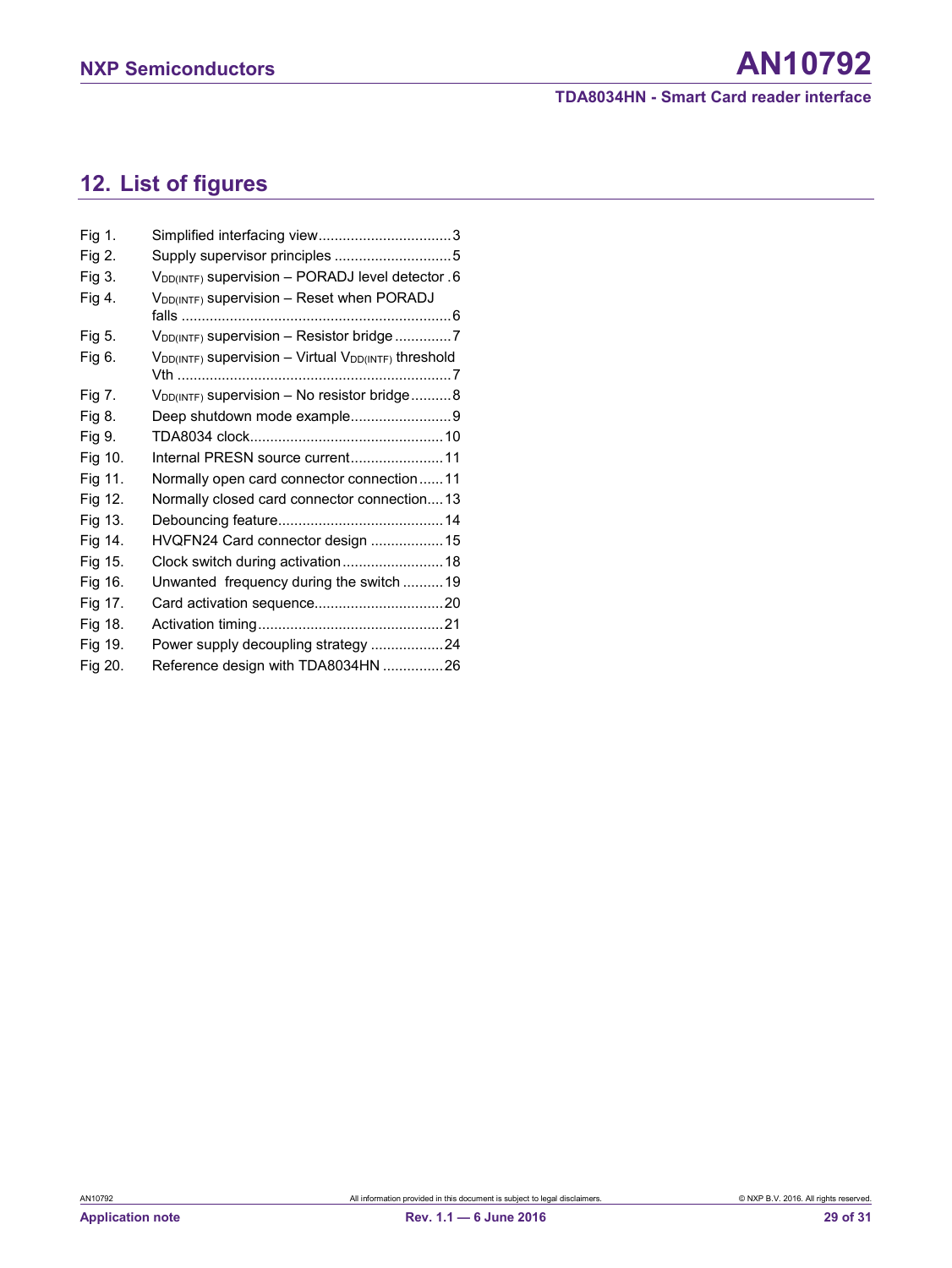## 12. List of figures

| | | |
|---|---|---|
| Fig 1. | Simplified interfacing view | 3 |
| Fig 2. | Supply supervisor principles | 5 |
| Fig 3. | $V_{DD(INTF)}$ supervision – PORADJ level detector | 6 |
| Fig 4. | $V_{DD(INTF)}$ supervision – Reset when PORADJ falls | 6 |
| Fig 5. | $V_{DD(INTF)}$ supervision – Resistor bridge | 7 |
| Fig 6. | $V_{DD(INTF)}$ supervision – Virtual $V_{DD(INTF)}$ threshold Vth | 7 |
| Fig 7. | $V_{DD(INTF)}$ supervision – No resistor bridge | 8 |
| Fig 8. | Deep shutdown mode example | 9 |
| Fig 9. | TDA8034 clock | 10 |
| Fig 10. | Internal PRESN source current | 11 |
| Fig 11. | Normally open card connector connection | 11 |
| Fig 12. | Normally closed card connector connection | 13 |
| Fig 13. | Debouncing feature | 14 |
| Fig 14. | HVQFN24 Card connector design | 15 |
| Fig 15. | Clock switch during activation | 18 |
| Fig 16. | Unwanted frequency during the switch | 19 |
| Fig 17. | Card activation sequence | 20 |
| Fig 18. | Activation timing | 21 |
| Fig 19. | Power supply decoupling strategy | 24 |
| Fig 20. | Reference design with TDA8034HN | 26 |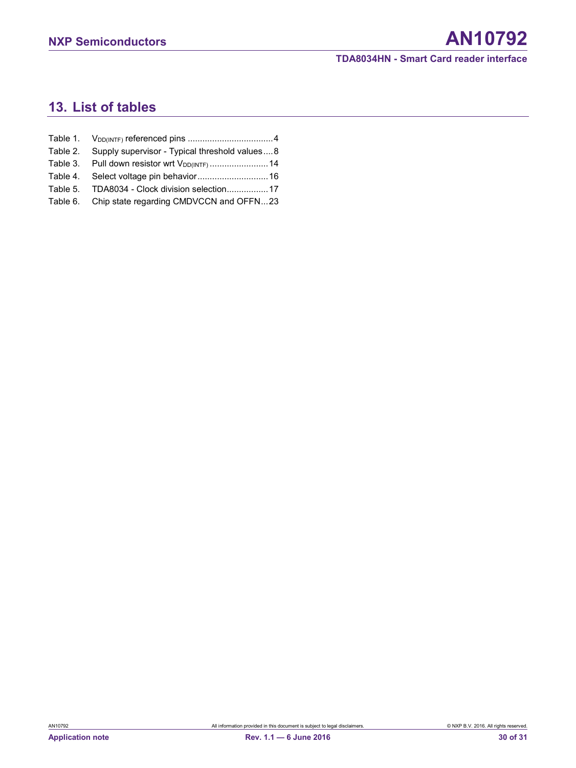## 13. List of tables

Table 1. $V_{DD(INTF)}$ referenced pins ....................................4
Table 2. Supply supervisor - Typical threshold values....8
Table 3. Pull down resistor wrt $V_{DD(INTF)}$ ........................14
Table 4. Select voltage pin behavior............................16
Table 5. TDA8034 - Clock division selection.................17
Table 6. Chip state regarding CMDVCCN and OFFN...23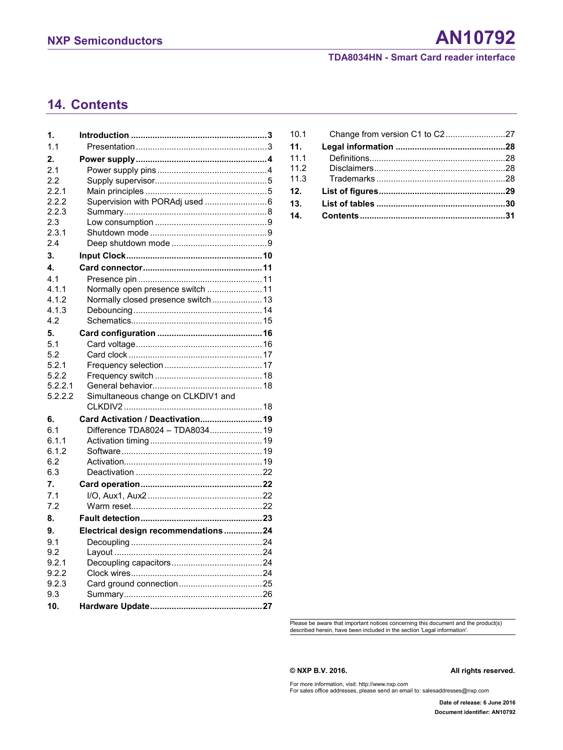## 14. Contents

1. **Introduction** ........ 3
   - 1.1 Presentation ........ 3
2. **Power supply** ........ 4
   - 2.1 Power supply pins ........ 4
   - 2.2 Supply supervisor ........ 5
   - 2.2.1 Main principles ........ 5
   - 2.2.2 Supervision with PORAdj used ........ 6
   - 2.2.3 Summary ........ 8
   - 2.3 Low consumption ........ 9
   - 2.3.1 Shutdown mode ........ 9
   - 2.4 Deep shutdown mode ........ 9
3. **Input Clock** ........ 10
4. **Card connector** ........ 11
   - 4.1 Presence pin ........ 11
   - 4.1.1 Normally open presence switch ........ 11
   - 4.1.2 Normally closed presence switch ........ 13
   - 4.1.3 Debouncing ........ 14
   - 4.2 Schematics ........ 15
5. **Card configuration** ........ 16
   - 5.1 Card voltage ........ 16
   - 5.2 Card clock ........ 17
   - 5.2.1 Frequency selection ........ 17
   - 5.2.2 Frequency switch ........ 18
   - 5.2.2.1 General behavior ........ 18
   - 5.2.2.2 Simultaneous change on CLKDIV1 and CLKDIV2 ........ 18
6. **Card Activation / Deactivation** ........ 19
   - 6.1 Difference TDA8024 – TDA8034 ........ 19
   - 6.1.1 Activation timing ........ 19
   - 6.1.2 Software ........ 19
   - 6.2 Activation ........ 19
   - 6.3 Deactivation ........ 22
7. **Card operation** ........ 22
   - 7.1 I/O, Aux1, Aux2 ........ 22
   - 7.2 Warm reset ........ 22
8. **Fault detection** ........ 23
9. **Electrical design recommendations** ........ 24
   - 9.1 Decoupling ........ 24
   - 9.2 Layout ........ 24
   - 9.2.1 Decoupling capacitors ........ 24
   - 9.2.2 Clock wires ........ 24
   - 9.2.3 Card ground connection ........ 25
   - 9.3 Summary ........ 26
10. **Hardware Update** ........ 27
    - 10.1 Change from version C1 to C2 ........ 27
11. **Legal information** ........ 28
    - 11.1 Definitions ........ 28
    - 11.2 Disclaimers ........ 28
    - 11.3 Trademarks ........ 28
12. **List of figures** ........ 29
13. **List of tables** ........ 30
14. **Contents** ........ 31

Please be aware that important notices concerning this document and the product(s) described herein, have been included in the section 'Legal information'.

**© NXP B.V. 2016.** **All rights reserved.**

For more information, visit: http://www.nxp.com
For sales office addresses, please send an email to: salesaddresses@nxp.com

**Date of release: 6 June 2016**
**Document identifier: AN10792**